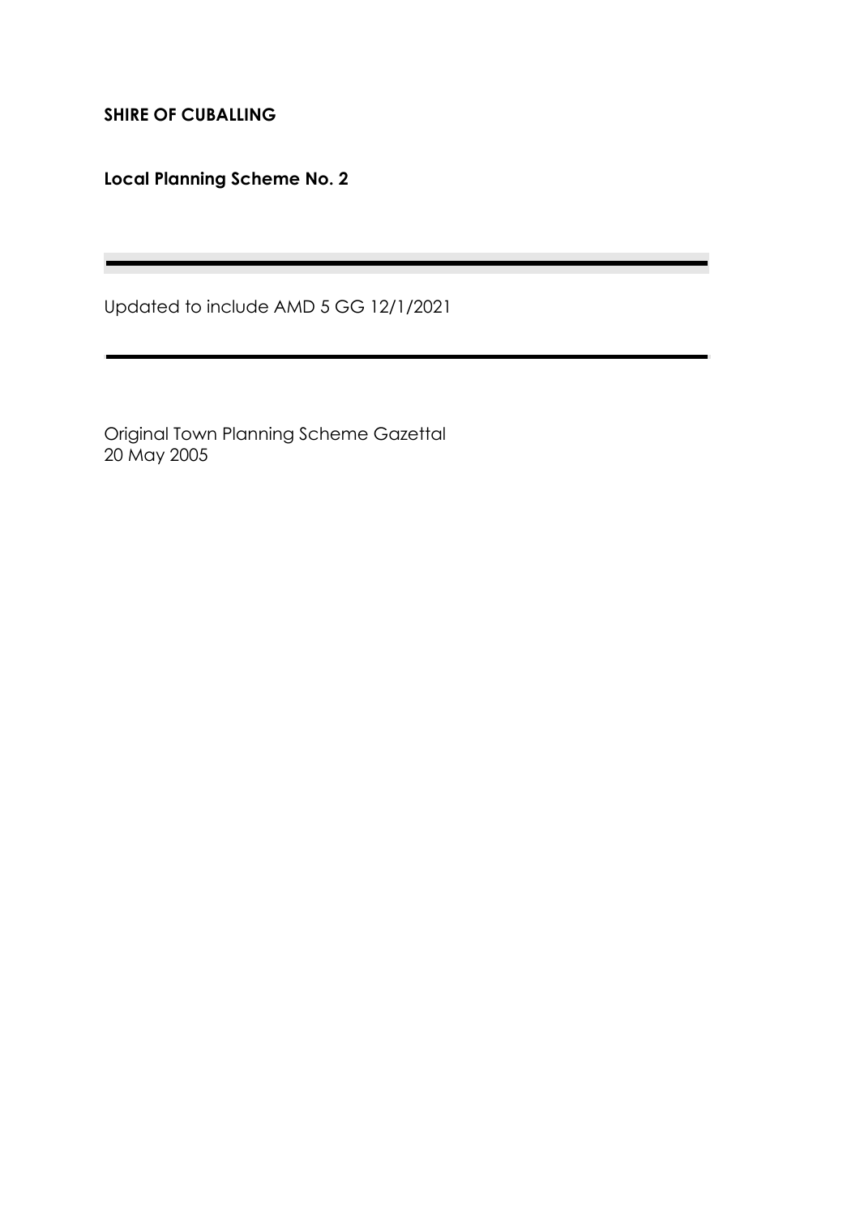**SHIRE OF CUBALLING**

**Local Planning Scheme No. 2**

---

Updated to include AMD 5 GG 12/1/2021

---

Original Town Planning Scheme Gazettal
20 May 2005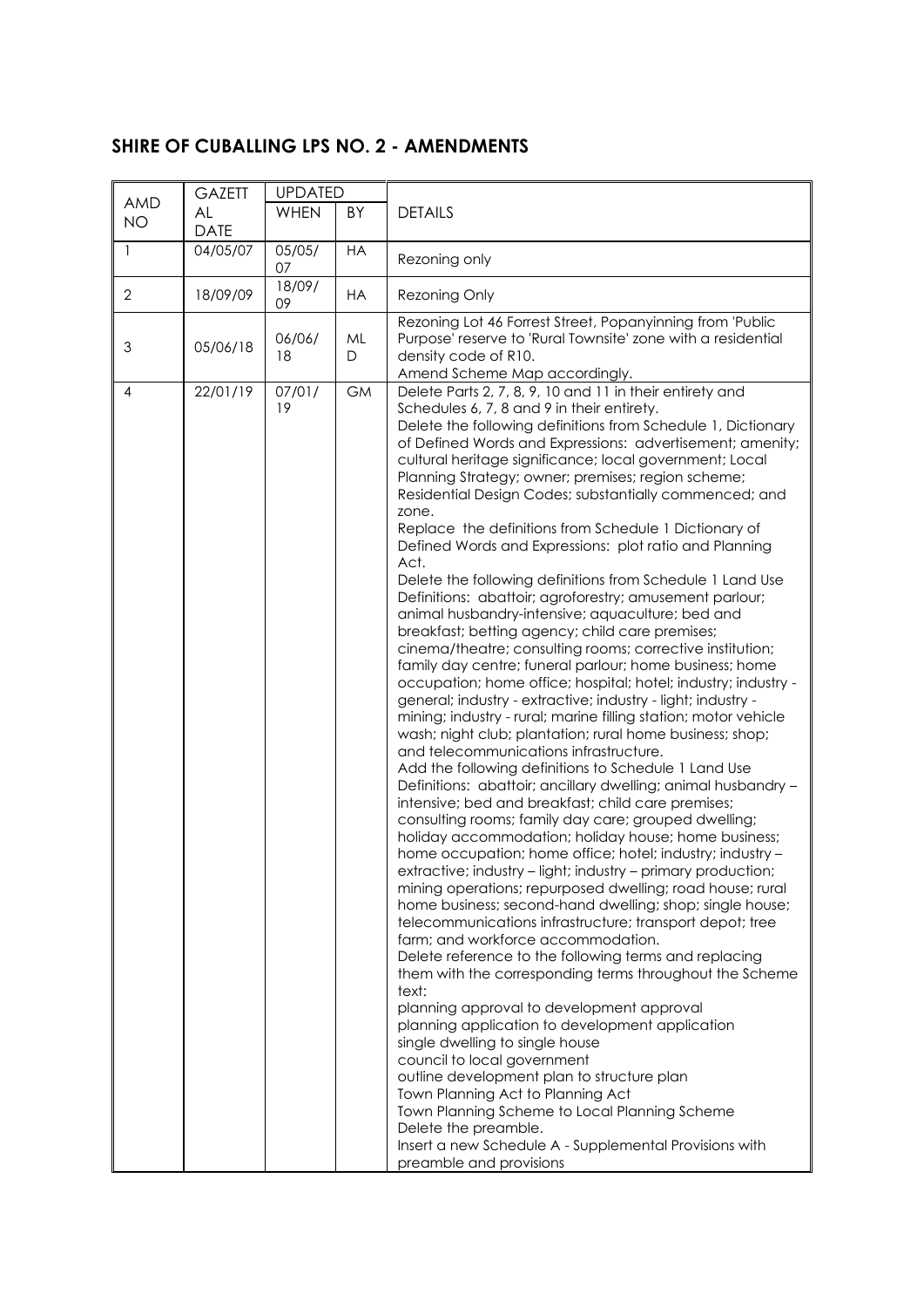## SHIRE OF CUBALLING LPS NO. 2 - AMENDMENTS

| AMD NO | GAZETTAL DATE | UPDATED | | DETAILS |
|---|---|---|---|---|
| | | WHEN | BY | |
| 1 | 04/05/07 | 05/05/07 | HA | Rezoning only |
| 2 | 18/09/09 | 18/09/09 | HA | Rezoning Only |
| 3 | 05/06/18 | 06/06/18 | MLD | Rezoning Lot 46 Forrest Street, Popanyinning from 'Public Purpose' reserve to 'Rural Townsite' zone with a residential density code of R10.<br>Amend Scheme Map accordingly. |
| 4 | 22/01/19 | 07/01/19 | GM | Delete Parts 2, 7, 8, 9, 10 and 11 in their entirety and Schedules 6, 7, 8 and 9 in their entirety.<br>Delete the following definitions from Schedule 1, Dictionary of Defined Words and Expressions: advertisement; amenity; cultural heritage significance; local government; Local Planning Strategy; owner; premises; region scheme; Residential Design Codes; substantially commenced; and zone.<br>Replace the definitions from Schedule 1 Dictionary of Defined Words and Expressions: plot ratio and Planning Act.<br>Delete the following definitions from Schedule 1 Land Use Definitions: abattoir; agroforestry; amusement parlour; animal husbandry-intensive; aquaculture; bed and breakfast; betting agency; child care premises; cinema/theatre; consulting rooms; corrective institution; family day centre; funeral parlour; home business; home occupation; home office; hospital; hotel; industry; industry - general; industry - extractive; industry - light; industry - mining; industry - rural; marine filling station; motor vehicle wash; night club; plantation; rural home business; shop; and telecommunications infrastructure.<br>Add the following definitions to Schedule 1 Land Use Definitions: abattoir; ancillary dwelling; animal husbandry – intensive; bed and breakfast; child care premises; consulting rooms; family day care; grouped dwelling; holiday accommodation; holiday house; home business; home occupation; home office; hotel; industry; industry – extractive; industry – light; industry – primary production; mining operations; repurposed dwelling; road house; rural home business; second-hand dwelling; shop; single house; telecommunications infrastructure; transport depot; tree farm; and workforce accommodation.<br>Delete reference to the following terms and replacing them with the corresponding terms throughout the Scheme text:<br>planning approval to development approval<br>planning application to development application<br>single dwelling to single house<br>council to local government<br>outline development plan to structure plan<br>Town Planning Act to Planning Act<br>Town Planning Scheme to Local Planning Scheme<br>Delete the preamble.<br>Insert a new Schedule A - Supplemental Provisions with preamble and provisions |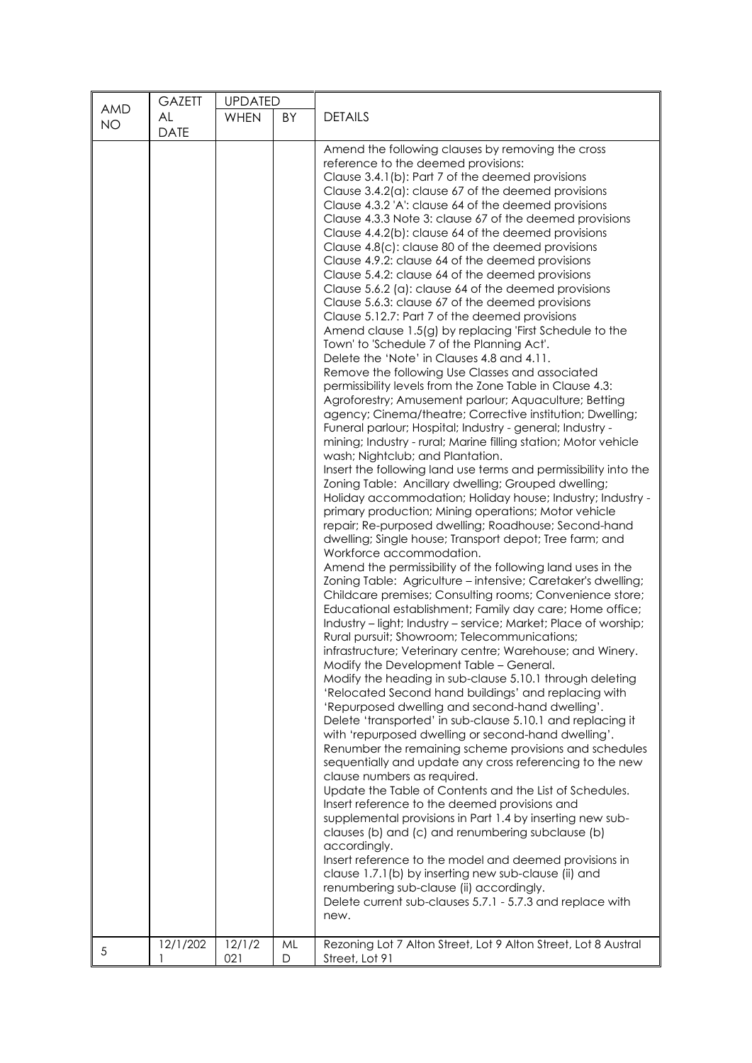| AMD NO | GAZETTAL DATE | UPDATED | | DETAILS |
|---|---|---|---|---|
| | | WHEN | BY | |
| | | | | Amend the following clauses by removing the cross reference to the deemed provisions:<br>Clause 3.4.1(b): Part 7 of the deemed provisions<br>Clause 3.4.2(a): clause 67 of the deemed provisions<br>Clause 4.3.2 'A': clause 64 of the deemed provisions<br>Clause 4.3.3 Note 3: clause 67 of the deemed provisions<br>Clause 4.4.2(b): clause 64 of the deemed provisions<br>Clause 4.8(c): clause 80 of the deemed provisions<br>Clause 4.9.2: clause 64 of the deemed provisions<br>Clause 5.4.2: clause 64 of the deemed provisions<br>Clause 5.6.2 (a): clause 64 of the deemed provisions<br>Clause 5.6.3: clause 67 of the deemed provisions<br>Clause 5.12.7: Part 7 of the deemed provisions<br>Amend clause 1.5(g) by replacing 'First Schedule to the Town' to 'Schedule 7 of the Planning Act'.<br>Delete the 'Note' in Clauses 4.8 and 4.11.<br>Remove the following Use Classes and associated permissibility levels from the Zone Table in Clause 4.3: Agroforestry; Amusement parlour; Aquaculture; Betting agency; Cinema/theatre; Corrective institution; Dwelling; Funeral parlour; Hospital; Industry - general; Industry - mining; Industry - rural; Marine filling station; Motor vehicle wash; Nightclub; and Plantation.<br>Insert the following land use terms and permissibility into the Zoning Table: Ancillary dwelling; Grouped dwelling; Holiday accommodation; Holiday house; Industry; Industry - primary production; Mining operations; Motor vehicle repair; Re-purposed dwelling; Roadhouse; Second-hand dwelling; Single house; Transport depot; Tree farm; and Workforce accommodation.<br>Amend the permissibility of the following land uses in the Zoning Table: Agriculture – intensive; Caretaker's dwelling; Childcare premises; Consulting rooms; Convenience store; Educational establishment; Family day care; Home office; Industry – light; Industry – service; Market; Place of worship; Rural pursuit; Showroom; Telecommunications; infrastructure; Veterinary centre; Warehouse; and Winery.<br>Modify the Development Table – General.<br>Modify the heading in sub-clause 5.10.1 through deleting 'Relocated Second hand buildings' and replacing with 'Repurposed dwelling and second-hand dwelling'.<br>Delete 'transported' in sub-clause 5.10.1 and replacing it with 'repurposed dwelling or second-hand dwelling'.<br>Renumber the remaining scheme provisions and schedules sequentially and update any cross referencing to the new clause numbers as required.<br>Update the Table of Contents and the List of Schedules.<br>Insert reference to the deemed provisions and supplemental provisions in Part 1.4 by inserting new sub-clauses (b) and (c) and renumbering subclause (b) accordingly.<br>Insert reference to the model and deemed provisions in clause 1.7.1(b) by inserting new sub-clause (ii) and renumbering sub-clause (ii) accordingly.<br>Delete current sub-clauses 5.7.1 - 5.7.3 and replace with new. |
| 5 | 12/1/2021 | 12/1/2021 | MLD | Rezoning Lot 7 Alton Street, Lot 9 Alton Street, Lot 8 Austral Street, Lot 91 |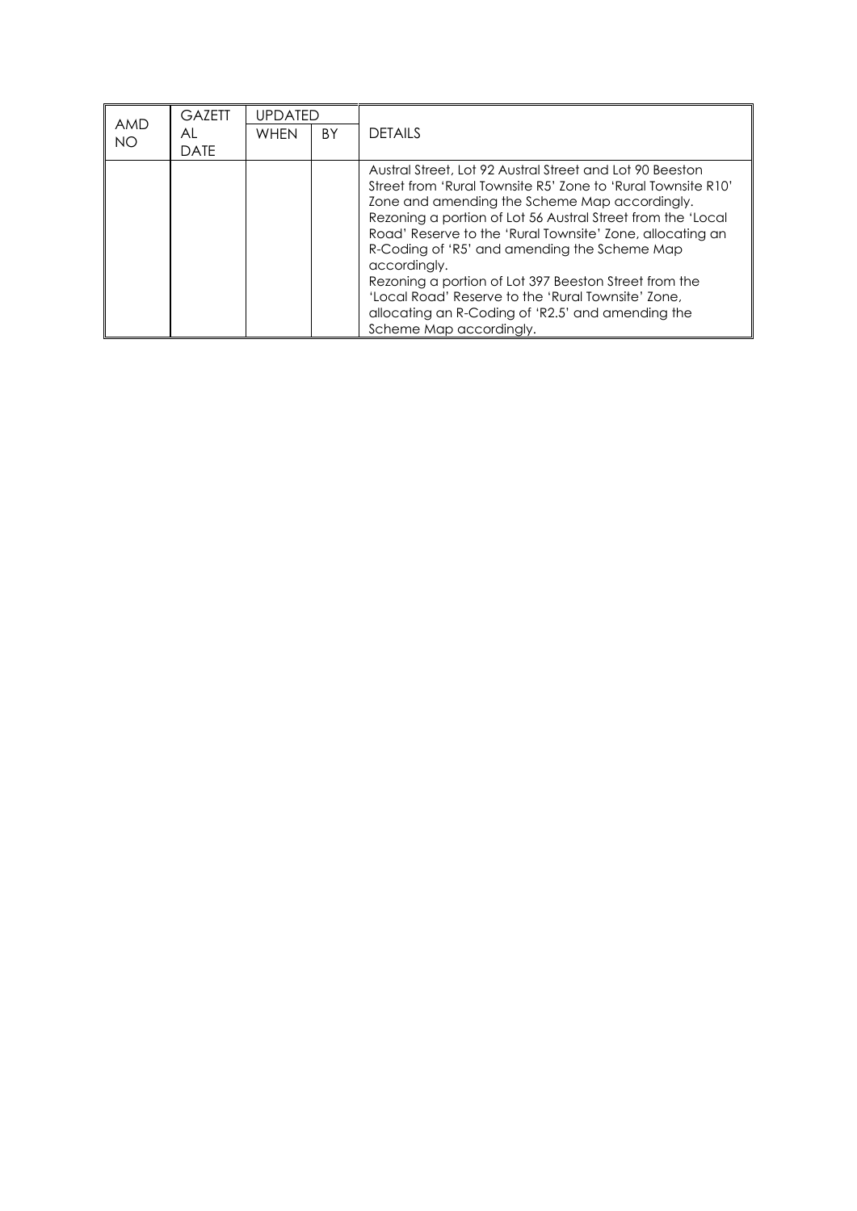| AMD NO | GAZETTAL DATE | UPDATED | | DETAILS |
|---|---|---|---|---|
| | | WHEN | BY | |
| | | | | Austral Street, Lot 92 Austral Street and Lot 90 Beeston Street from 'Rural Townsite R5' Zone to 'Rural Townsite R10' Zone and amending the Scheme Map accordingly.<br>Rezoning a portion of Lot 56 Austral Street from the 'Local Road' Reserve to the 'Rural Townsite' Zone, allocating an R-Coding of 'R5' and amending the Scheme Map accordingly.<br>Rezoning a portion of Lot 397 Beeston Street from the 'Local Road' Reserve to the 'Rural Townsite' Zone, allocating an R-Coding of 'R2.5' and amending the Scheme Map accordingly. |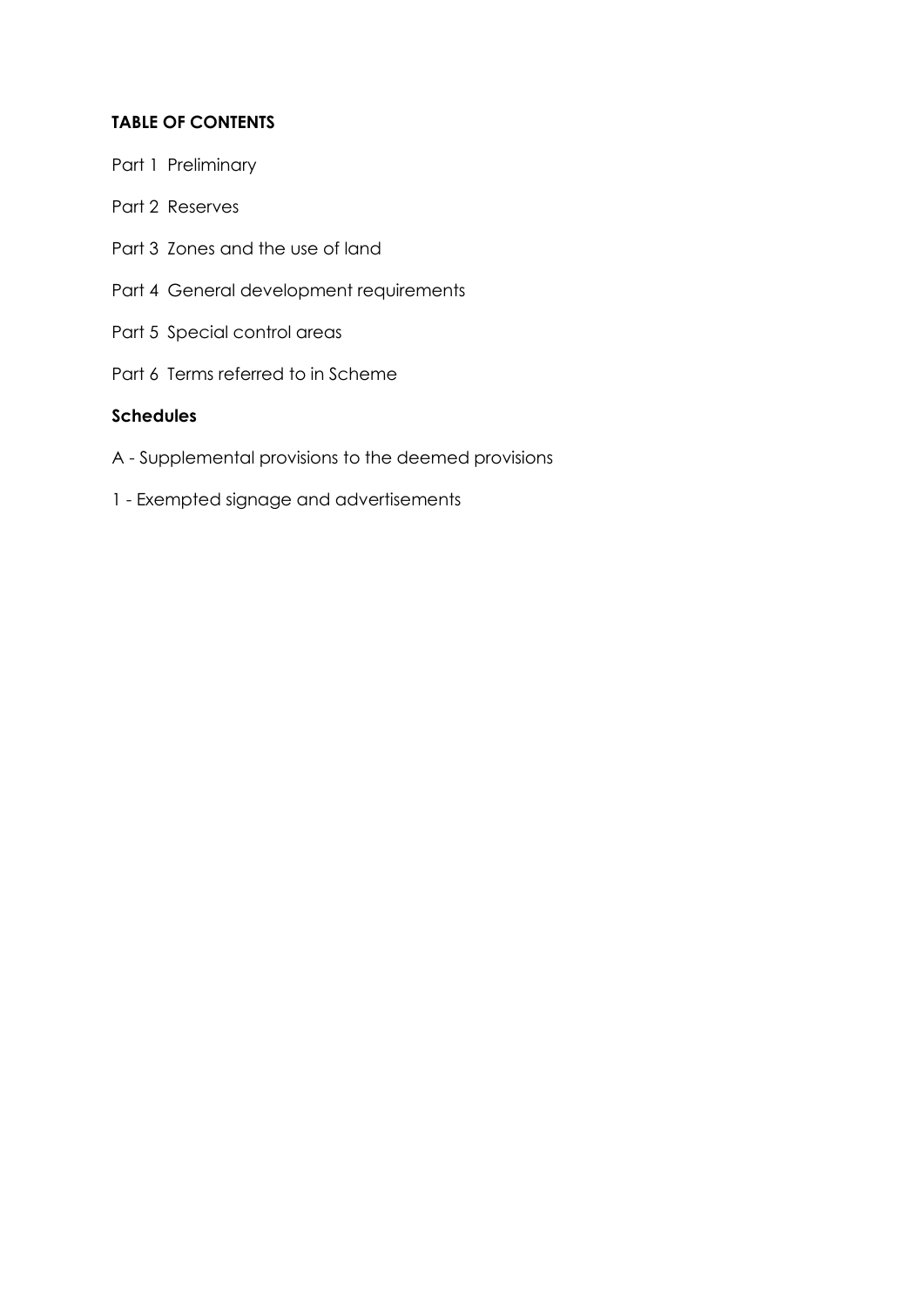**TABLE OF CONTENTS**

Part 1 Preliminary

Part 2 Reserves

Part 3 Zones and the use of land

Part 4 General development requirements

Part 5 Special control areas

Part 6 Terms referred to in Scheme

**Schedules**

A - Supplemental provisions to the deemed provisions

1 - Exempted signage and advertisements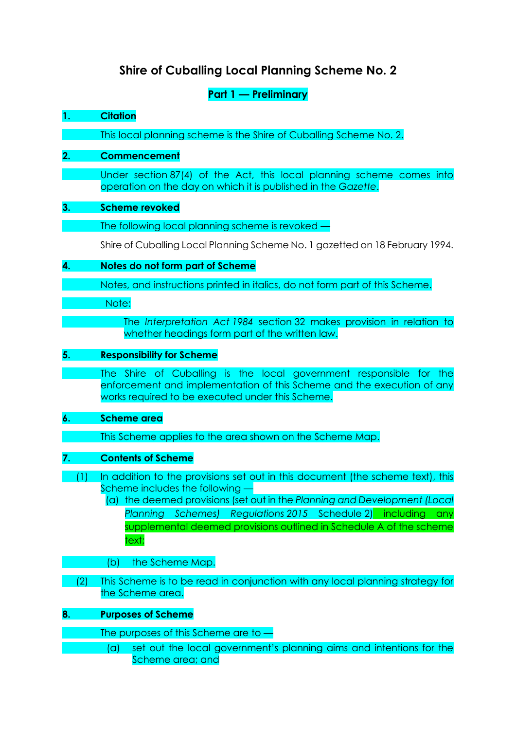# Shire of Cuballing Local Planning Scheme No. 2

## Part 1 — Preliminary

### 1. Citation

This local planning scheme is the Shire of Cuballing Scheme No. 2.

### 2. Commencement

Under section 87(4) of the Act, this local planning scheme comes into operation on the day on which it is published in the *Gazette*.

### 3. Scheme revoked

The following local planning scheme is revoked —

Shire of Cuballing Local Planning Scheme No. 1 gazetted on 18 February 1994.

### 4. Notes do not form part of Scheme

Notes, and instructions printed in italics, do not form part of this Scheme.

Note:

The *Interpretation Act 1984* section 32 makes provision in relation to whether headings form part of the written law.

### 5. Responsibility for Scheme

The Shire of Cuballing is the local government responsible for the enforcement and implementation of this Scheme and the execution of any works required to be executed under this Scheme.

### 6. Scheme area

This Scheme applies to the area shown on the Scheme Map.

### 7. Contents of Scheme

(1) In addition to the provisions set out in this document (the scheme text), this Scheme includes the following —

(a) the deemed provisions (set out in the *Planning and Development (Local Planning Schemes) Regulations 2015* Schedule 2) including any supplemental deemed provisions outlined in Schedule A of the scheme text;

(b) the Scheme Map.

(2) This Scheme is to be read in conjunction with any local planning strategy for the Scheme area.

### 8. Purposes of Scheme

The purposes of this Scheme are to —

(a) set out the local government's planning aims and intentions for the Scheme area; and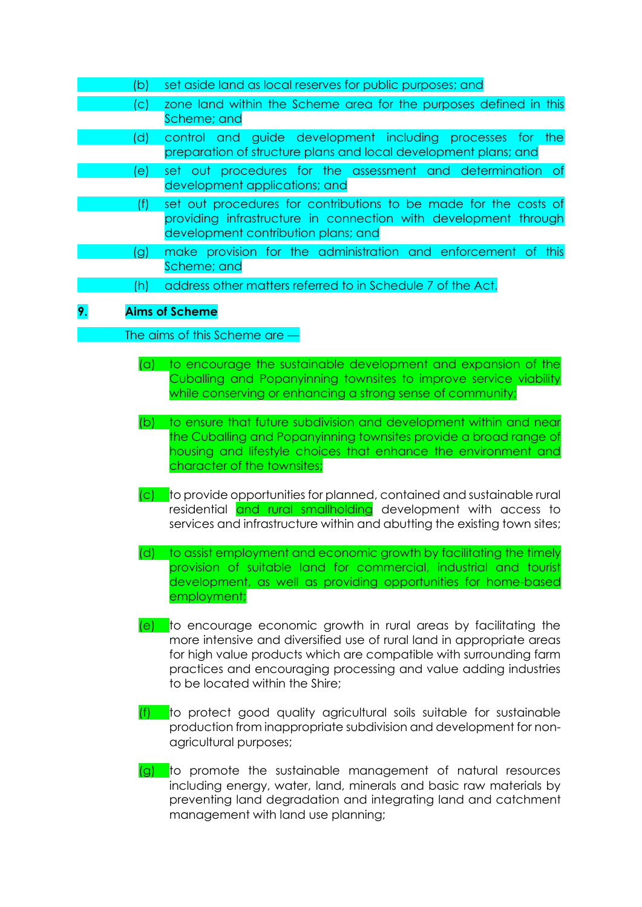(b) set aside land as local reserves for public purposes; and

(c) zone land within the Scheme area for the purposes defined in this Scheme; and

(d) control and guide development including processes for the preparation of structure plans and local development plans; and

(e) set out procedures for the assessment and determination of development applications; and

(f) set out procedures for contributions to be made for the costs of providing infrastructure in connection with development through development contribution plans; and

(g) make provision for the administration and enforcement of this Scheme; and

(h) address other matters referred to in Schedule 7 of the Act.

## 9. Aims of Scheme

The aims of this Scheme are —

(a) to encourage the sustainable development and expansion of the Cuballing and Popanyinning townsites to improve service viability while conserving or enhancing a strong sense of community;

(b) to ensure that future subdivision and development within and near the Cuballing and Popanyinning townsites provide a broad range of housing and lifestyle choices that enhance the environment and character of the townsites;

(c) to provide opportunities for planned, contained and sustainable rural residential and rural smallholding development with access to services and infrastructure within and abutting the existing town sites;

(d) to assist employment and economic growth by facilitating the timely provision of suitable land for commercial, industrial and tourist development, as well as providing opportunities for home-based employment;

(e) to encourage economic growth in rural areas by facilitating the more intensive and diversified use of rural land in appropriate areas for high value products which are compatible with surrounding farm practices and encouraging processing and value adding industries to be located within the Shire;

(f) to protect good quality agricultural soils suitable for sustainable production from inappropriate subdivision and development for non-agricultural purposes;

(g) to promote the sustainable management of natural resources including energy, water, land, minerals and basic raw materials by preventing land degradation and integrating land and catchment management with land use planning;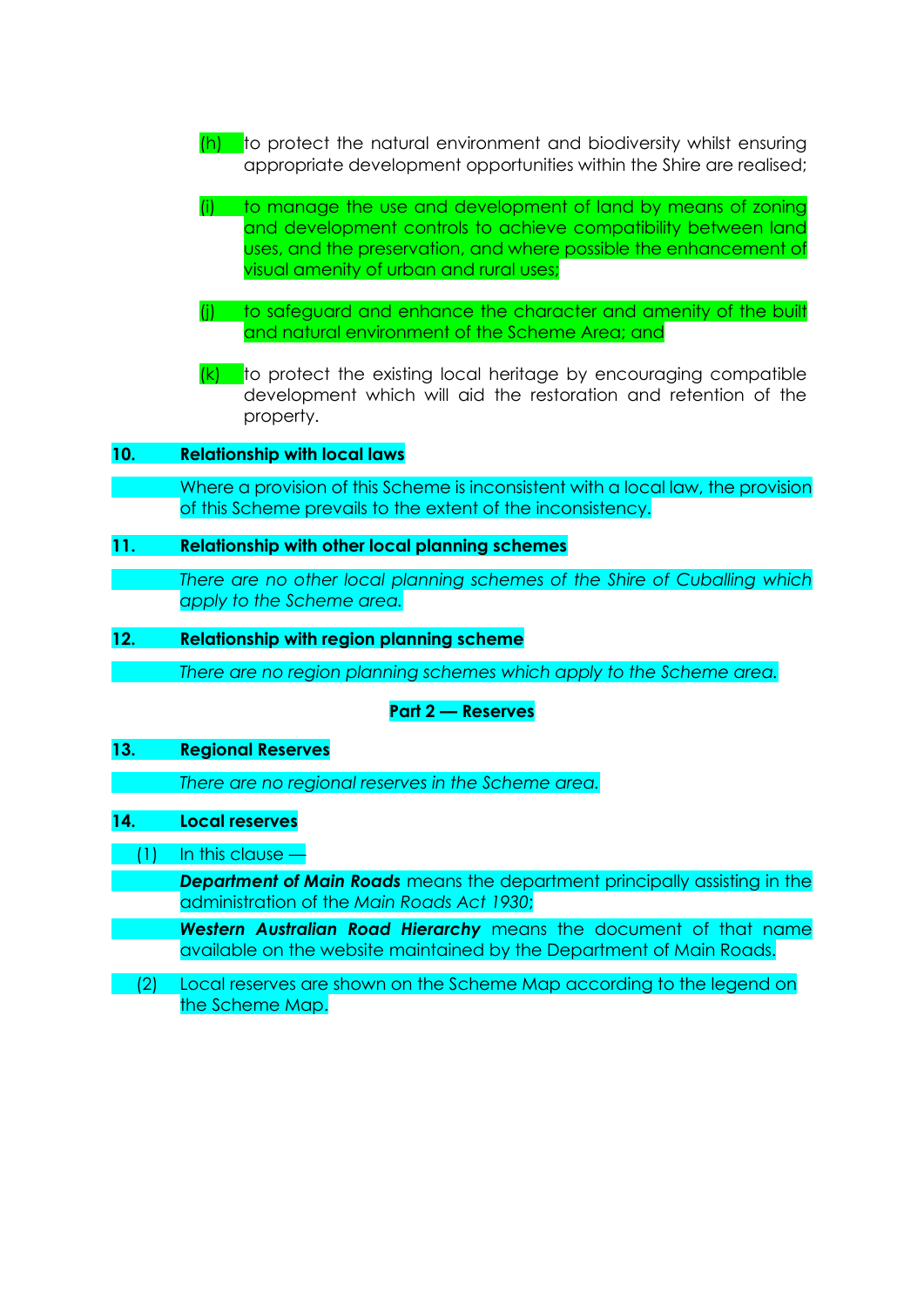(h) to protect the natural environment and biodiversity whilst ensuring appropriate development opportunities within the Shire are realised;

(i) to manage the use and development of land by means of zoning and development controls to achieve compatibility between land uses, and the preservation, and where possible the enhancement of visual amenity of urban and rural uses;

(j) to safeguard and enhance the character and amenity of the built and natural environment of the Scheme Area; and

(k) to protect the existing local heritage by encouraging compatible development which will aid the restoration and retention of the property.

**10. Relationship with local laws**

Where a provision of this Scheme is inconsistent with a local law, the provision of this Scheme prevails to the extent of the inconsistency.

**11. Relationship with other local planning schemes**

*There are no other local planning schemes of the Shire of Cuballing which apply to the Scheme area.*

**12. Relationship with region planning scheme**

*There are no region planning schemes which apply to the Scheme area.*

## Part 2 — Reserves

**13. Regional Reserves**

*There are no regional reserves in the Scheme area.*

**14. Local reserves**

(1) In this clause —

***Department of Main Roads*** means the department principally assisting in the administration of the *Main Roads Act 1930*;

***Western Australian Road Hierarchy*** means the document of that name available on the website maintained by the Department of Main Roads.

(2) Local reserves are shown on the Scheme Map according to the legend on the Scheme Map.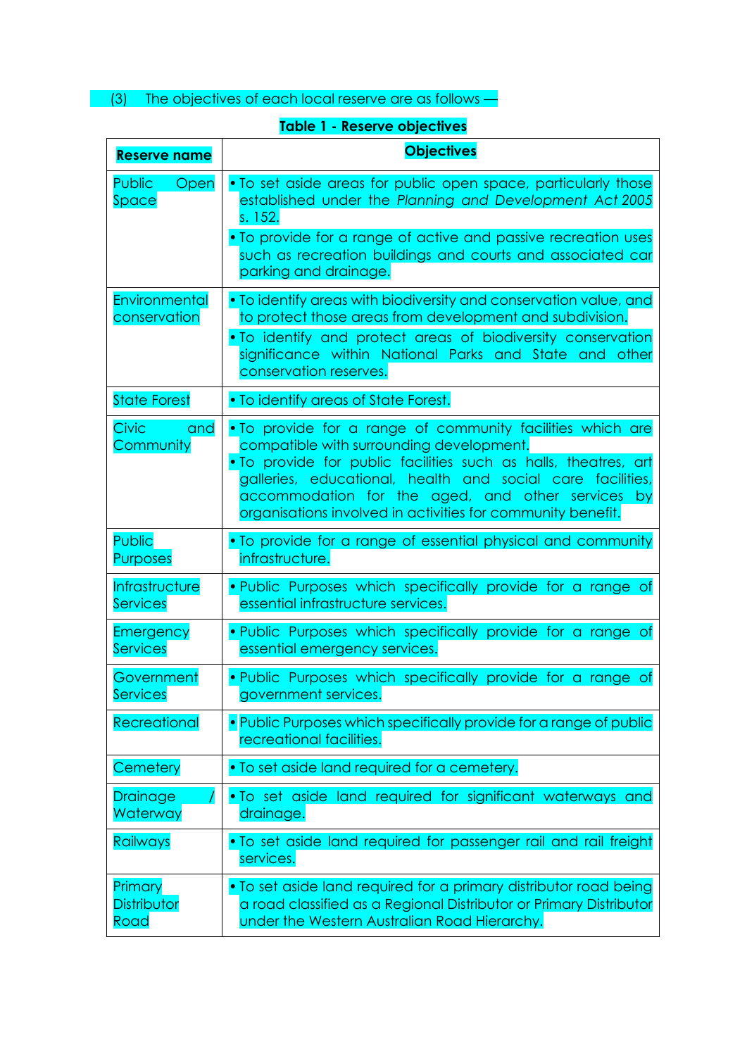(3) The objectives of each local reserve are as follows —

**Table 1 - Reserve objectives**

| Reserve name | Objectives |
|---|---|
| Public Open Space | • To set aside areas for public open space, particularly those established under the *Planning and Development Act 2005* s. 152.<br>• To provide for a range of active and passive recreation uses such as recreation buildings and courts and associated car parking and drainage. |
| Environmental conservation | • To identify areas with biodiversity and conservation value, and to protect those areas from development and subdivision.<br>• To identify and protect areas of biodiversity conservation significance within National Parks and State and other conservation reserves. |
| State Forest | • To identify areas of State Forest. |
| Civic and Community | • To provide for a range of community facilities which are compatible with surrounding development.<br>• To provide for public facilities such as halls, theatres, art galleries, educational, health and social care facilities, accommodation for the aged, and other services by organisations involved in activities for community benefit. |
| Public Purposes | • To provide for a range of essential physical and community infrastructure. |
| Infrastructure Services | • Public Purposes which specifically provide for a range of essential infrastructure services. |
| Emergency Services | • Public Purposes which specifically provide for a range of essential emergency services. |
| Government Services | • Public Purposes which specifically provide for a range of government services. |
| Recreational | • Public Purposes which specifically provide for a range of public recreational facilities. |
| Cemetery | • To set aside land required for a cemetery. |
| Drainage / Waterway | • To set aside land required for significant waterways and drainage. |
| Railways | • To set aside land required for passenger rail and rail freight services. |
| Primary Distributor Road | • To set aside land required for a primary distributor road being a road classified as a Regional Distributor or Primary Distributor under the Western Australian Road Hierarchy. |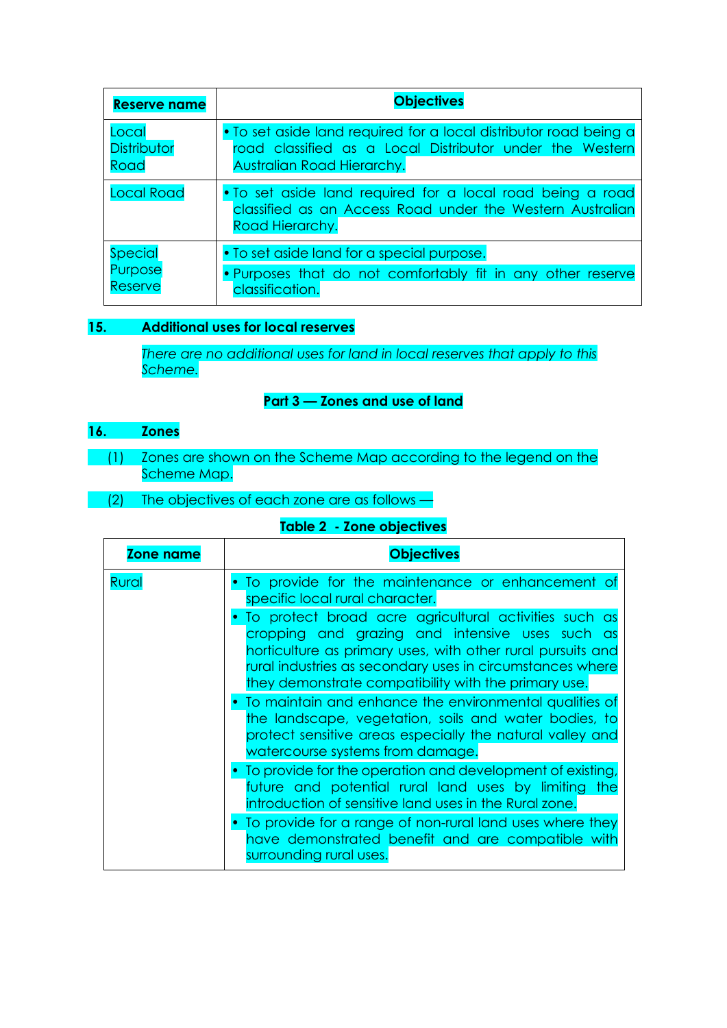| Reserve name | Objectives |
|---|---|
| Local Distributor Road | • To set aside land required for a local distributor road being a road classified as a Local Distributor under the Western Australian Road Hierarchy. |
| Local Road | • To set aside land required for a local road being a road classified as an Access Road under the Western Australian Road Hierarchy. |
| Special Purpose Reserve | • To set aside land for a special purpose.<br>• Purposes that do not comfortably fit in any other reserve classification. |

## 15. Additional uses for local reserves

*There are no additional uses for land in local reserves that apply to this Scheme.*

# Part 3 — Zones and use of land

## 16. Zones

(1) Zones are shown on the Scheme Map according to the legend on the Scheme Map.

(2) The objectives of each zone are as follows —

**Table 2 - Zone objectives**

| Zone name | Objectives |
|---|---|
| Rural | • To provide for the maintenance or enhancement of specific local rural character.<br>• To protect broad acre agricultural activities such as cropping and grazing and intensive uses such as horticulture as primary uses, with other rural pursuits and rural industries as secondary uses in circumstances where they demonstrate compatibility with the primary use.<br>• To maintain and enhance the environmental qualities of the landscape, vegetation, soils and water bodies, to protect sensitive areas especially the natural valley and watercourse systems from damage.<br>• To provide for the operation and development of existing, future and potential rural land uses by limiting the introduction of sensitive land uses in the Rural zone.<br>• To provide for a range of non-rural land uses where they have demonstrated benefit and are compatible with surrounding rural uses. |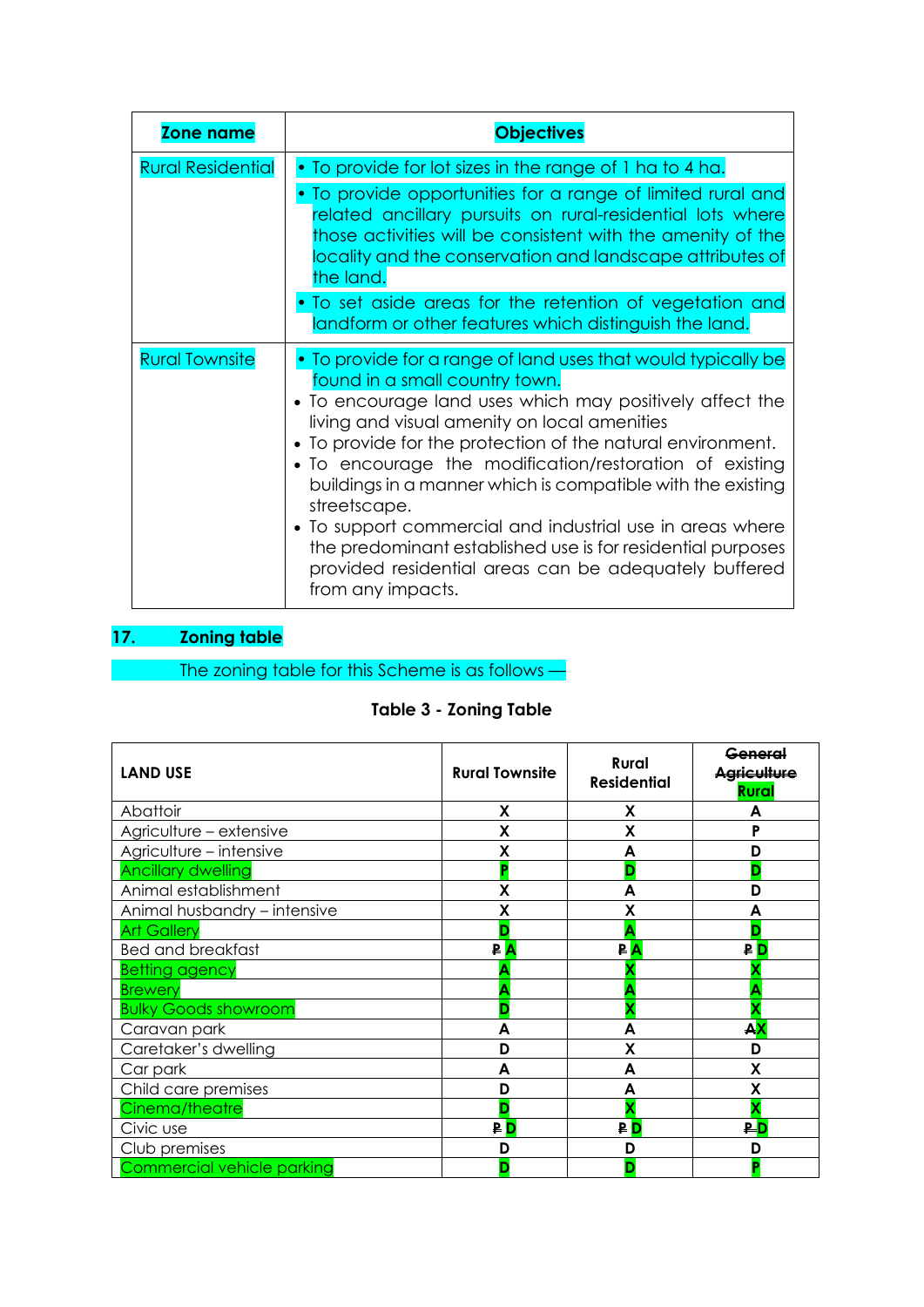| Zone name | Objectives |
|---|---|
| Rural Residential | • To provide for lot sizes in the range of 1 ha to 4 ha.<br>• To provide opportunities for a range of limited rural and related ancillary pursuits on rural-residential lots where those activities will be consistent with the amenity of the locality and the conservation and landscape attributes of the land.<br>• To set aside areas for the retention of vegetation and landform or other features which distinguish the land. |
| Rural Townsite | • To provide for a range of land uses that would typically be found in a small country town.<br>• To encourage land uses which may positively affect the living and visual amenity on local amenities<br>• To provide for the protection of the natural environment.<br>• To encourage the modification/restoration of existing buildings in a manner which is compatible with the existing streetscape.<br>• To support commercial and industrial use in areas where the predominant established use is for residential purposes provided residential areas can be adequately buffered from any impacts. |

## 17. Zoning table

The zoning table for this Scheme is as follows —

**Table 3 - Zoning Table**

| LAND USE | Rural Townsite | Rural Residential | ~~General Agriculture~~ Rural |
|---|---|---|---|
| Abattoir | X | X | A |
| Agriculture – extensive | X | X | P |
| Agriculture – intensive | X | A | D |
| Ancillary dwelling | P | D | D |
| Animal establishment | X | A | D |
| Animal husbandry – intensive | X | X | A |
| Art Gallery | D | A | D |
| Bed and breakfast | ~~P~~ A | ~~P~~ A | ~~P~~ D |
| Betting agency | A | X | X |
| Brewery | A | A | A |
| Bulky Goods showroom | D | X | X |
| Caravan park | A | A | ~~A~~X |
| Caretaker's dwelling | D | X | D |
| Car park | A | A | X |
| Child care premises | D | A | X |
| Cinema/theatre | D | X | X |
| Civic use | ~~P~~ D | ~~P~~ D | ~~P~~ D |
| Club premises | D | D | D |
| Commercial vehicle parking | D | D | P |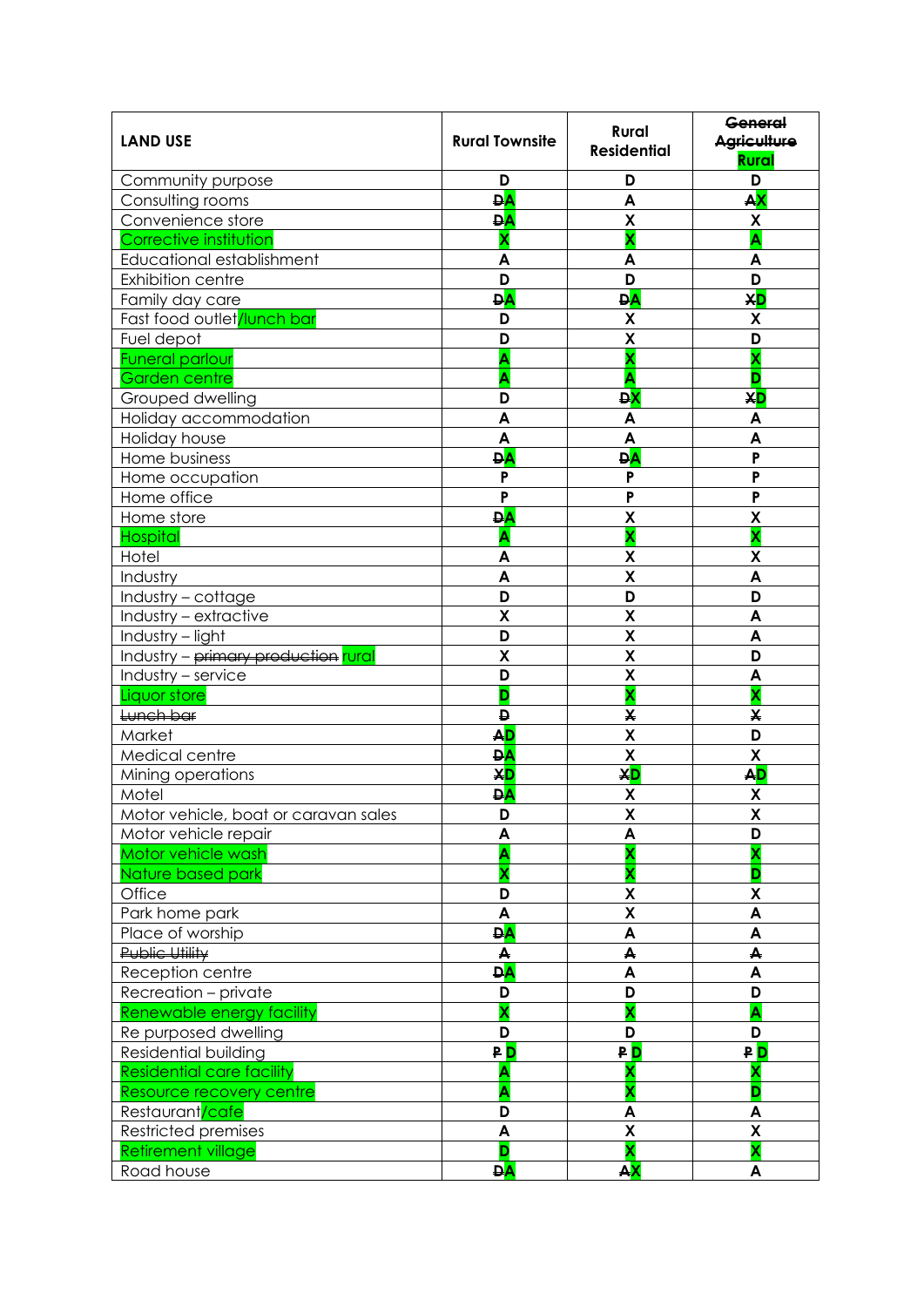| LAND USE | Rural Townsite | Rural Residential | ~~General Agriculture~~ Rural |
|---|---|---|---|
| Community purpose | D | D | D |
| Consulting rooms | ~~D~~A | A | ~~A~~X |
| Convenience store | ~~D~~A | X | X |
| Corrective institution | X | X | A |
| Educational establishment | A | A | A |
| Exhibition centre | D | D | D |
| Family day care | ~~D~~A | ~~D~~A | ~~X~~D |
| Fast food outlet/lunch bar | D | X | X |
| Fuel depot | D | X | D |
| Funeral parlour | A | X | X |
| Garden centre | A | A | D |
| Grouped dwelling | D | ~~D~~X | ~~X~~D |
| Holiday accommodation | A | A | A |
| Holiday house | A | A | A |
| Home business | ~~D~~A | ~~D~~A | P |
| Home occupation | P | P | P |
| Home office | P | P | P |
| Home store | ~~D~~A | X | X |
| Hospital | A | X | X |
| Hotel | A | X | X |
| Industry | A | X | A |
| Industry – cottage | D | D | D |
| Industry – extractive | X | X | A |
| Industry – light | D | X | A |
| Industry – ~~primary production~~ rural | X | X | D |
| Industry – service | D | X | A |
| Liquor store | D | X | X |
| ~~Lunch bar~~ | ~~D~~ | ~~X~~ | ~~X~~ |
| Market | ~~A~~D | X | D |
| Medical centre | ~~D~~A | X | X |
| Mining operations | ~~X~~D | ~~X~~D | ~~A~~D |
| Motel | ~~D~~A | X | X |
| Motor vehicle, boat or caravan sales | D | X | X |
| Motor vehicle repair | A | A | D |
| Motor vehicle wash | A | X | X |
| Nature based park | X | X | D |
| Office | D | X | X |
| Park home park | A | X | A |
| Place of worship | ~~D~~A | A | A |
| ~~Public Utility~~ | ~~A~~ | ~~A~~ | ~~A~~ |
| Reception centre | ~~D~~A | A | A |
| Recreation – private | D | D | D |
| Renewable energy facility | X | X | A |
| Re purposed dwelling | D | D | D |
| Residential building | ~~P~~ D | ~~P~~ D | ~~P~~ D |
| Residential care facility | A | X | X |
| Resource recovery centre | A | X | D |
| Restaurant/cafe | D | A | A |
| Restricted premises | A | X | X |
| Retirement village | D | X | X |
| Road house | ~~D~~A | ~~A~~X | A |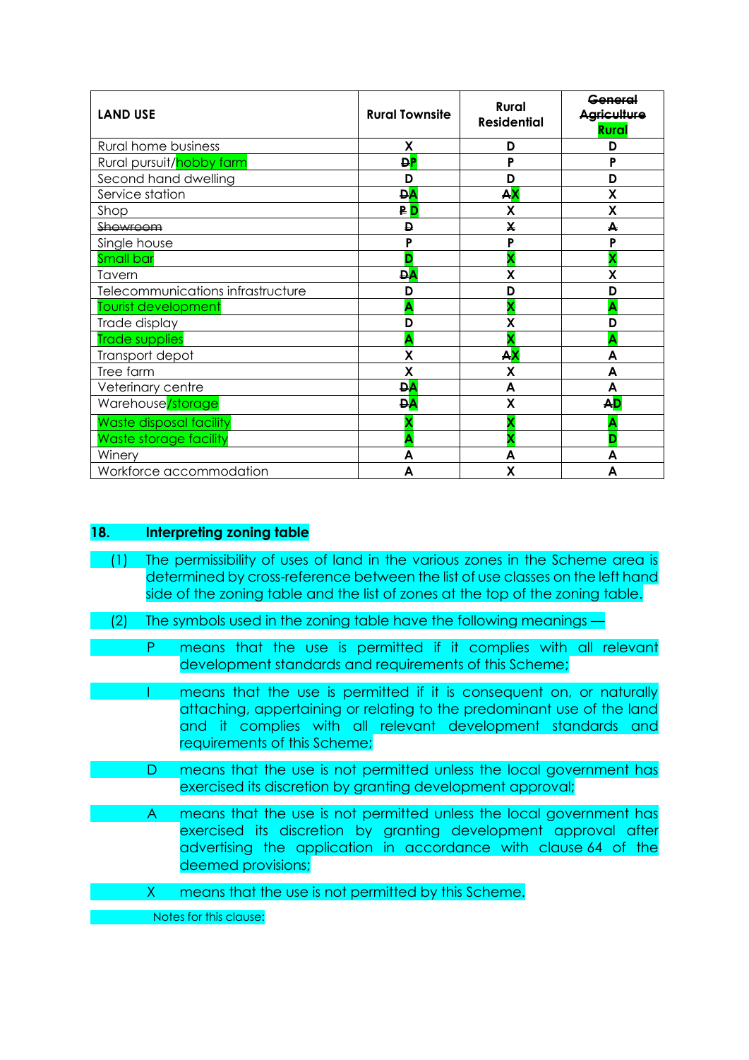| LAND USE | Rural Townsite | Rural Residential | ~~General Agriculture~~ Rural |
|---|---|---|---|
| Rural home business | X | D | D |
| Rural pursuit/hobby farm | ~~D~~P | P | P |
| Second hand dwelling | D | D | D |
| Service station | ~~D~~A | ~~A~~X | X |
| Shop | ~~P~~ D | X | X |
| ~~Showroom~~ | ~~D~~ | ~~X~~ | ~~A~~ |
| Single house | P | P | P |
| Small bar | D | X | X |
| Tavern | ~~D~~A | X | X |
| Telecommunications infrastructure | D | D | D |
| Tourist development | A | X | A |
| Trade display | D | X | D |
| Trade supplies | A | X | A |
| Transport depot | X | ~~A~~X | A |
| Tree farm | X | X | A |
| Veterinary centre | ~~D~~A | A | A |
| Warehouse/storage | ~~D~~A | X | ~~A~~D |
| Waste disposal facility | X | X | A |
| Waste storage facility | A | X | D |
| Winery | A | A | A |
| Workforce accommodation | A | X | A |

## 18. Interpreting zoning table

(1) The permissibility of uses of land in the various zones in the Scheme area is determined by cross-reference between the list of use classes on the left hand side of the zoning table and the list of zones at the top of the zoning table.

(2) The symbols used in the zoning table have the following meanings —

- P means that the use is permitted if it complies with all relevant development standards and requirements of this Scheme;
- I means that the use is permitted if it is consequent on, or naturally attaching, appertaining or relating to the predominant use of the land and it complies with all relevant development standards and requirements of this Scheme;
- D means that the use is not permitted unless the local government has exercised its discretion by granting development approval;
- A means that the use is not permitted unless the local government has exercised its discretion by granting development approval after advertising the application in accordance with clause 64 of the deemed provisions;
- X means that the use is not permitted by this Scheme.

Notes for this clause: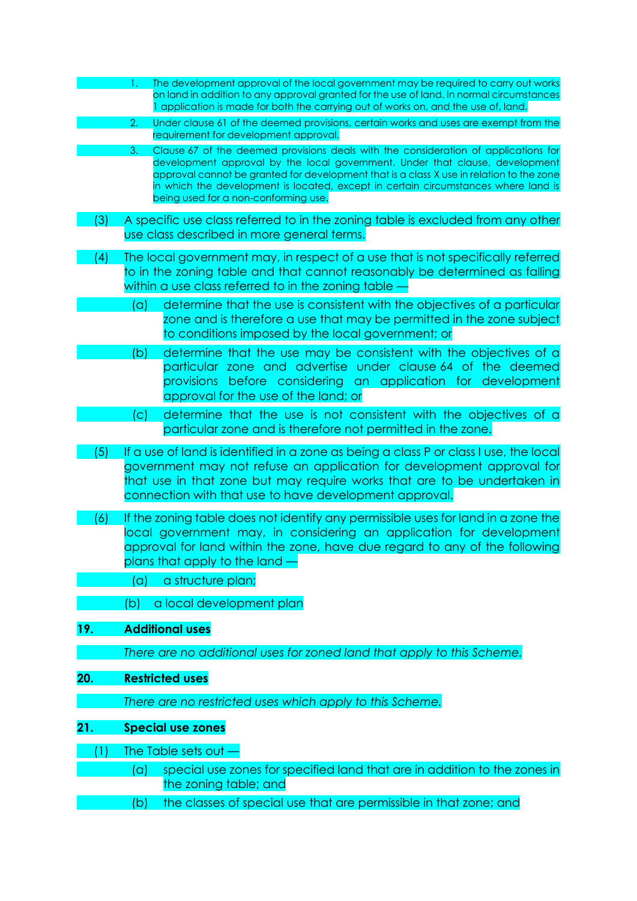1. The development approval of the local government may be required to carry out works on land in addition to any approval granted for the use of land. In normal circumstances 1 application is made for both the carrying out of works on, and the use of, land.

2. Under clause 61 of the deemed provisions, certain works and uses are exempt from the requirement for development approval.

3. Clause 67 of the deemed provisions deals with the consideration of applications for development approval by the local government. Under that clause, development approval cannot be granted for development that is a class X use in relation to the zone in which the development is located, except in certain circumstances where land is being used for a non-conforming use.

(3) A specific use class referred to in the zoning table is excluded from any other use class described in more general terms.

(4) The local government may, in respect of a use that is not specifically referred to in the zoning table and that cannot reasonably be determined as falling within a use class referred to in the zoning table —

(a) determine that the use is consistent with the objectives of a particular zone and is therefore a use that may be permitted in the zone subject to conditions imposed by the local government; or

(b) determine that the use may be consistent with the objectives of a particular zone and advertise under clause 64 of the deemed provisions before considering an application for development approval for the use of the land; or

(c) determine that the use is not consistent with the objectives of a particular zone and is therefore not permitted in the zone.

(5) If a use of land is identified in a zone as being a class P or class I use, the local government may not refuse an application for development approval for that use in that zone but may require works that are to be undertaken in connection with that use to have development approval.

(6) If the zoning table does not identify any permissible uses for land in a zone the local government may, in considering an application for development approval for land within the zone, have due regard to any of the following plans that apply to the land —

(a) a structure plan;

(b) a local development plan

**19. Additional uses**

*There are no additional uses for zoned land that apply to this Scheme.*

**20. Restricted uses**

*There are no restricted uses which apply to this Scheme.*

**21. Special use zones**

(1) The Table sets out —

(a) special use zones for specified land that are in addition to the zones in the zoning table; and

(b) the classes of special use that are permissible in that zone; and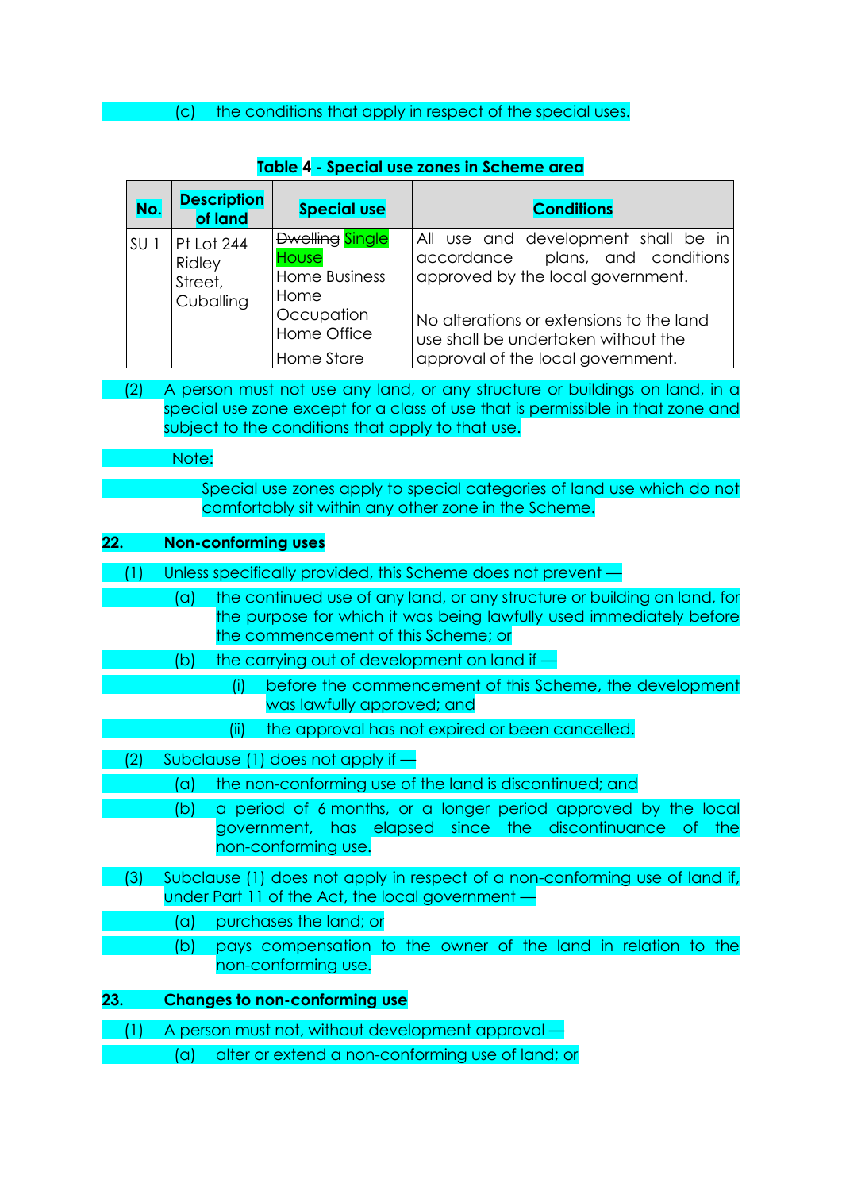(c) the conditions that apply in respect of the special uses.

**Table 4 - Special use zones in Scheme area**

| No. | Description of land | Special use | Conditions |
|---|---|---|---|
| SU 1 | Pt Lot 244 Ridley Street, Cuballing | ~~Dwelling~~ Single House<br>Home Business<br>Home Occupation<br>Home Office<br>Home Store | All use and development shall be in accordance plans, and conditions approved by the local government.<br><br>No alterations or extensions to the land use shall be undertaken without the approval of the local government. |

(2) A person must not use any land, or any structure or buildings on land, in a special use zone except for a class of use that is permissible in that zone and subject to the conditions that apply to that use.

Note:

Special use zones apply to special categories of land use which do not comfortably sit within any other zone in the Scheme.

**22. Non-conforming uses**

(1) Unless specifically provided, this Scheme does not prevent —

(a) the continued use of any land, or any structure or building on land, for the purpose for which it was being lawfully used immediately before the commencement of this Scheme; or

(b) the carrying out of development on land if —

(i) before the commencement of this Scheme, the development was lawfully approved; and

(ii) the approval has not expired or been cancelled.

(2) Subclause (1) does not apply if —

(a) the non-conforming use of the land is discontinued; and

(b) a period of 6 months, or a longer period approved by the local government, has elapsed since the discontinuance of the non-conforming use.

(3) Subclause (1) does not apply in respect of a non-conforming use of land if, under Part 11 of the Act, the local government —

(a) purchases the land; or

(b) pays compensation to the owner of the land in relation to the non-conforming use.

**23. Changes to non-conforming use**

(1) A person must not, without development approval —

(a) alter or extend a non-conforming use of land; or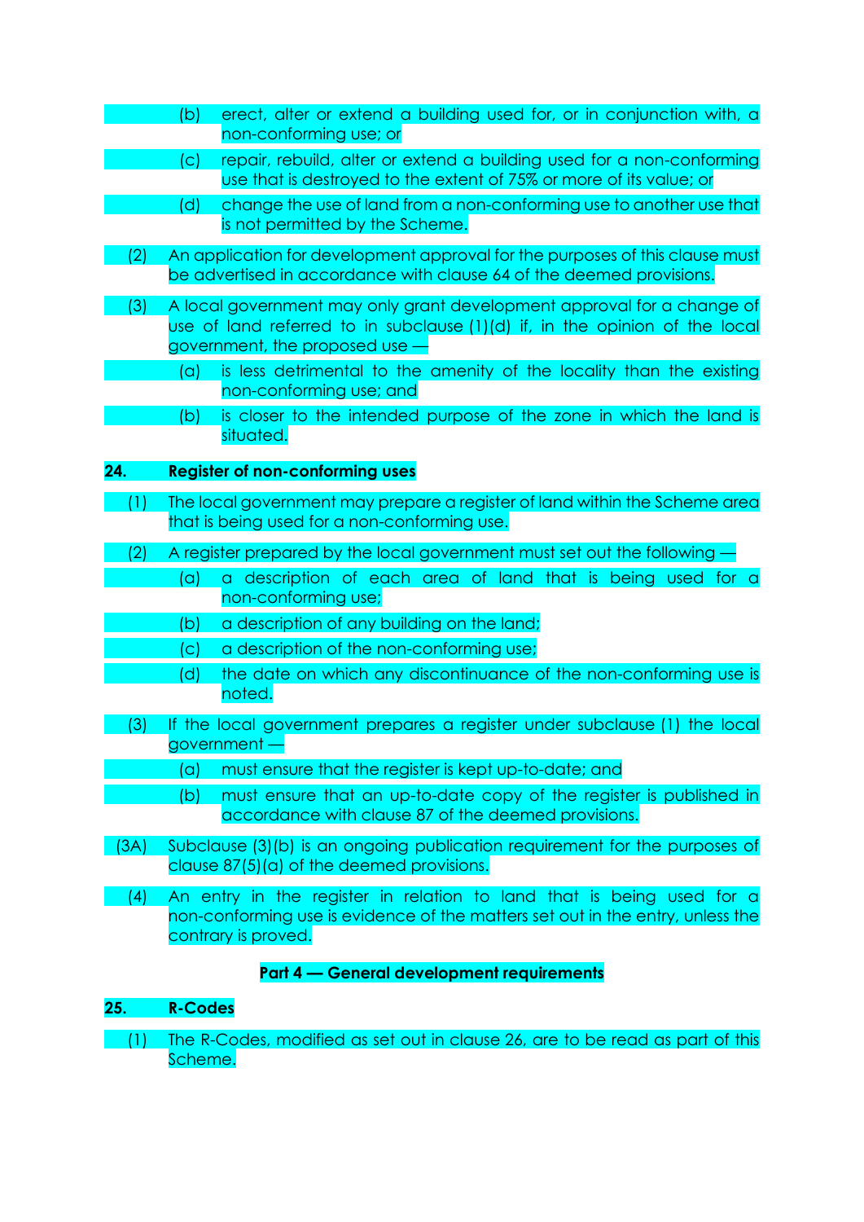(b) erect, alter or extend a building used for, or in conjunction with, a non-conforming use; or

(c) repair, rebuild, alter or extend a building used for a non-conforming use that is destroyed to the extent of 75% or more of its value; or

(d) change the use of land from a non-conforming use to another use that is not permitted by the Scheme.

(2) An application for development approval for the purposes of this clause must be advertised in accordance with clause 64 of the deemed provisions.

(3) A local government may only grant development approval for a change of use of land referred to in subclause (1)(d) if, in the opinion of the local government, the proposed use —

(a) is less detrimental to the amenity of the locality than the existing non-conforming use; and

(b) is closer to the intended purpose of the zone in which the land is situated.

**24. Register of non-conforming uses**

(1) The local government may prepare a register of land within the Scheme area that is being used for a non-conforming use.

(2) A register prepared by the local government must set out the following —

(a) a description of each area of land that is being used for a non-conforming use;

(b) a description of any building on the land;

(c) a description of the non-conforming use;

(d) the date on which any discontinuance of the non-conforming use is noted.

(3) If the local government prepares a register under subclause (1) the local government —

(a) must ensure that the register is kept up-to-date; and

(b) must ensure that an up-to-date copy of the register is published in accordance with clause 87 of the deemed provisions.

(3A) Subclause (3)(b) is an ongoing publication requirement for the purposes of clause 87(5)(a) of the deemed provisions.

(4) An entry in the register in relation to land that is being used for a non-conforming use is evidence of the matters set out in the entry, unless the contrary is proved.

## Part 4 — General development requirements

**25. R-Codes**

(1) The R-Codes, modified as set out in clause 26, are to be read as part of this Scheme.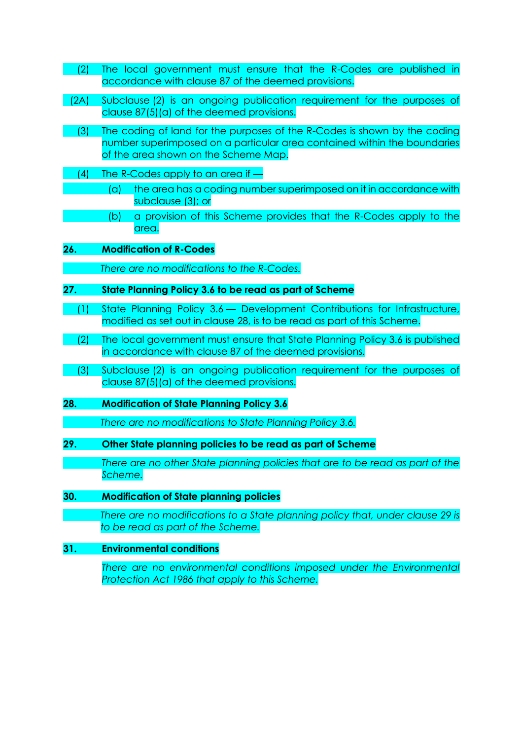(2) The local government must ensure that the R-Codes are published in accordance with clause 87 of the deemed provisions.

(2A) Subclause (2) is an ongoing publication requirement for the purposes of clause 87(5)(a) of the deemed provisions.

(3) The coding of land for the purposes of the R-Codes is shown by the coding number superimposed on a particular area contained within the boundaries of the area shown on the Scheme Map.

(4) The R-Codes apply to an area if —

(a) the area has a coding number superimposed on it in accordance with subclause (3); or

(b) a provision of this Scheme provides that the R-Codes apply to the area.

**26. Modification of R-Codes**

*There are no modifications to the R-Codes.*

**27. State Planning Policy 3.6 to be read as part of Scheme**

(1) State Planning Policy 3.6 — Development Contributions for Infrastructure, modified as set out in clause 28, is to be read as part of this Scheme.

(2) The local government must ensure that State Planning Policy 3.6 is published in accordance with clause 87 of the deemed provisions.

(3) Subclause (2) is an ongoing publication requirement for the purposes of clause 87(5)(a) of the deemed provisions.

**28. Modification of State Planning Policy 3.6**

*There are no modifications to State Planning Policy 3.6.*

**29. Other State planning policies to be read as part of Scheme**

*There are no other State planning policies that are to be read as part of the Scheme.*

**30. Modification of State planning policies**

*There are no modifications to a State planning policy that, under clause 29 is to be read as part of the Scheme.*

**31. Environmental conditions**

*There are no environmental conditions imposed under the Environmental Protection Act 1986 that apply to this Scheme.*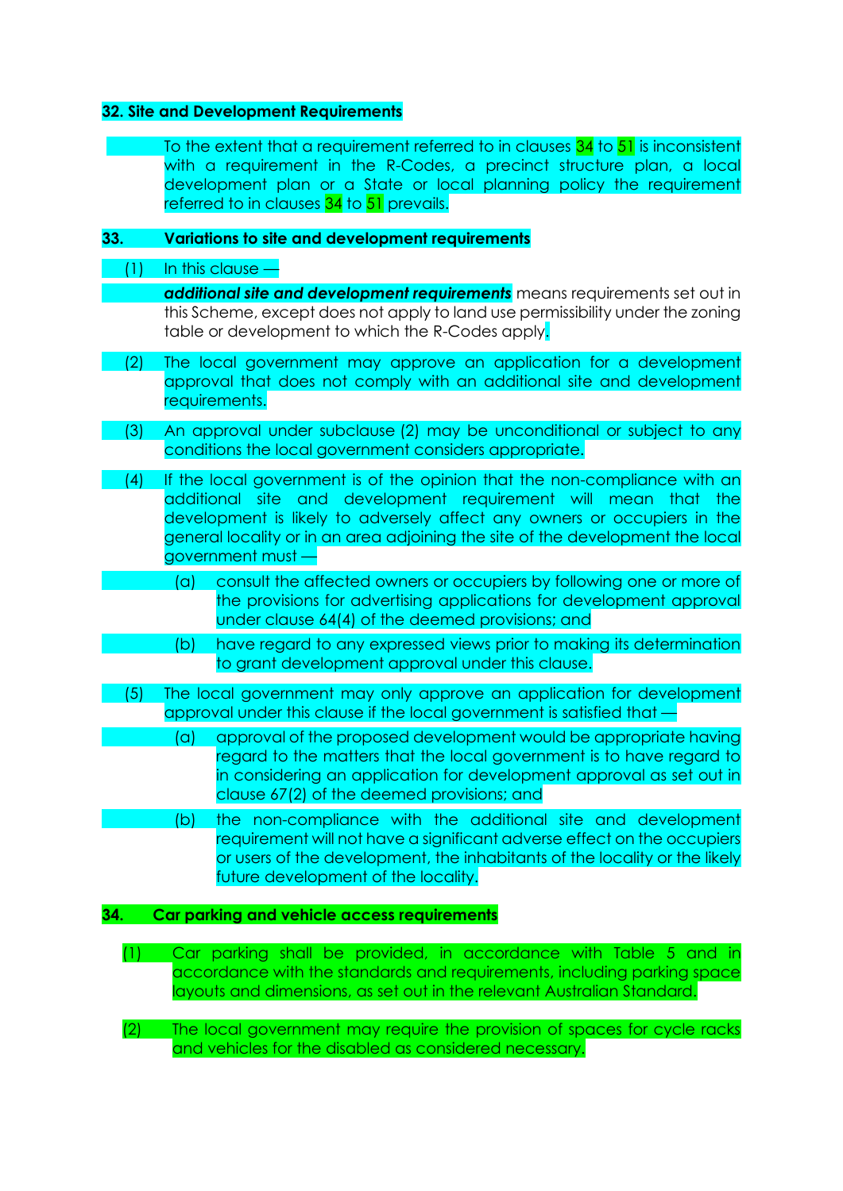## 32. Site and Development Requirements

To the extent that a requirement referred to in clauses 34 to 51 is inconsistent with a requirement in the R-Codes, a precinct structure plan, a local development plan or a State or local planning policy the requirement referred to in clauses 34 to 51 prevails.

## 33. Variations to site and development requirements

(1) In this clause —

***additional site and development requirements*** means requirements set out in this Scheme, except does not apply to land use permissibility under the zoning table or development to which the R-Codes apply.

(2) The local government may approve an application for a development approval that does not comply with an additional site and development requirements.

(3) An approval under subclause (2) may be unconditional or subject to any conditions the local government considers appropriate.

(4) If the local government is of the opinion that the non-compliance with an additional site and development requirement will mean that the development is likely to adversely affect any owners or occupiers in the general locality or in an area adjoining the site of the development the local government must —

(a) consult the affected owners or occupiers by following one or more of the provisions for advertising applications for development approval under clause 64(4) of the deemed provisions; and

(b) have regard to any expressed views prior to making its determination to grant development approval under this clause.

(5) The local government may only approve an application for development approval under this clause if the local government is satisfied that —

(a) approval of the proposed development would be appropriate having regard to the matters that the local government is to have regard to in considering an application for development approval as set out in clause 67(2) of the deemed provisions; and

(b) the non-compliance with the additional site and development requirement will not have a significant adverse effect on the occupiers or users of the development, the inhabitants of the locality or the likely future development of the locality.

## 34. Car parking and vehicle access requirements

(1) Car parking shall be provided, in accordance with Table 5 and in accordance with the standards and requirements, including parking space layouts and dimensions, as set out in the relevant Australian Standard.

(2) The local government may require the provision of spaces for cycle racks and vehicles for the disabled as considered necessary.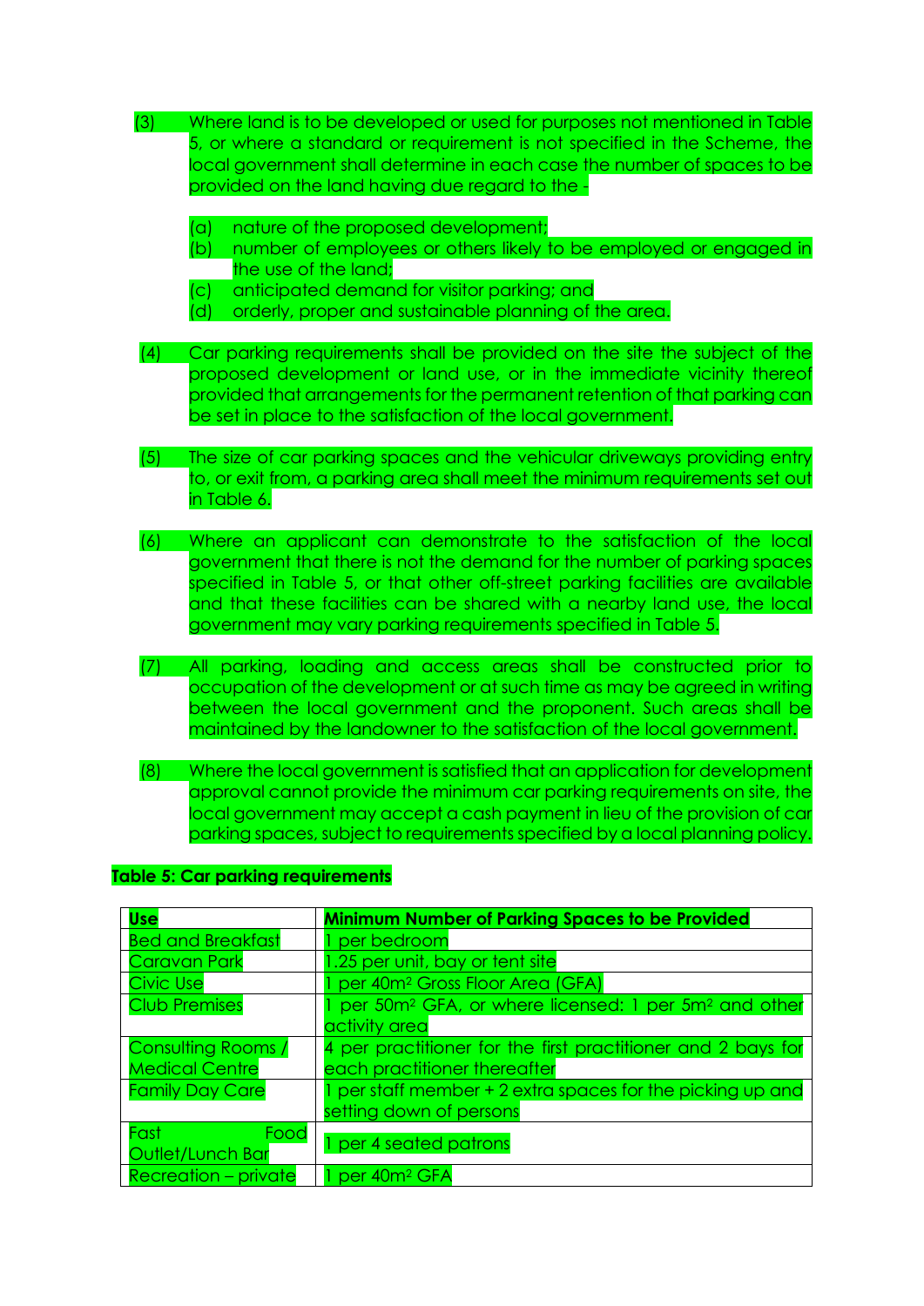(3) Where land is to be developed or used for purposes not mentioned in Table 5, or where a standard or requirement is not specified in the Scheme, the local government shall determine in each case the number of spaces to be provided on the land having due regard to the -

(a) nature of the proposed development;
(b) number of employees or others likely to be employed or engaged in the use of the land;
(c) anticipated demand for visitor parking; and
(d) orderly, proper and sustainable planning of the area.

(4) Car parking requirements shall be provided on the site the subject of the proposed development or land use, or in the immediate vicinity thereof provided that arrangements for the permanent retention of that parking can be set in place to the satisfaction of the local government.

(5) The size of car parking spaces and the vehicular driveways providing entry to, or exit from, a parking area shall meet the minimum requirements set out in Table 6.

(6) Where an applicant can demonstrate to the satisfaction of the local government that there is not the demand for the number of parking spaces specified in Table 5, or that other off-street parking facilities are available and that these facilities can be shared with a nearby land use, the local government may vary parking requirements specified in Table 5.

(7) All parking, loading and access areas shall be constructed prior to occupation of the development or at such time as may be agreed in writing between the local government and the proponent. Such areas shall be maintained by the landowner to the satisfaction of the local government.

(8) Where the local government is satisfied that an application for development approval cannot provide the minimum car parking requirements on site, the local government may accept a cash payment in lieu of the provision of car parking spaces, subject to requirements specified by a local planning policy.

**Table 5: Car parking requirements**

| **Use** | **Minimum Number of Parking Spaces to be Provided** |
|---|---|
| Bed and Breakfast | 1 per bedroom |
| Caravan Park | 1.25 per unit, bay or tent site |
| Civic Use | 1 per 40m² Gross Floor Area (GFA) |
| Club Premises | 1 per 50m² GFA, or where licensed: 1 per 5m² and other activity area |
| Consulting Rooms / Medical Centre | 4 per practitioner for the first practitioner and 2 bays for each practitioner thereafter |
| Family Day Care | 1 per staff member + 2 extra spaces for the picking up and setting down of persons |
| Fast Food Outlet/Lunch Bar | 1 per 4 seated patrons |
| Recreation – private | 1 per 40m² GFA |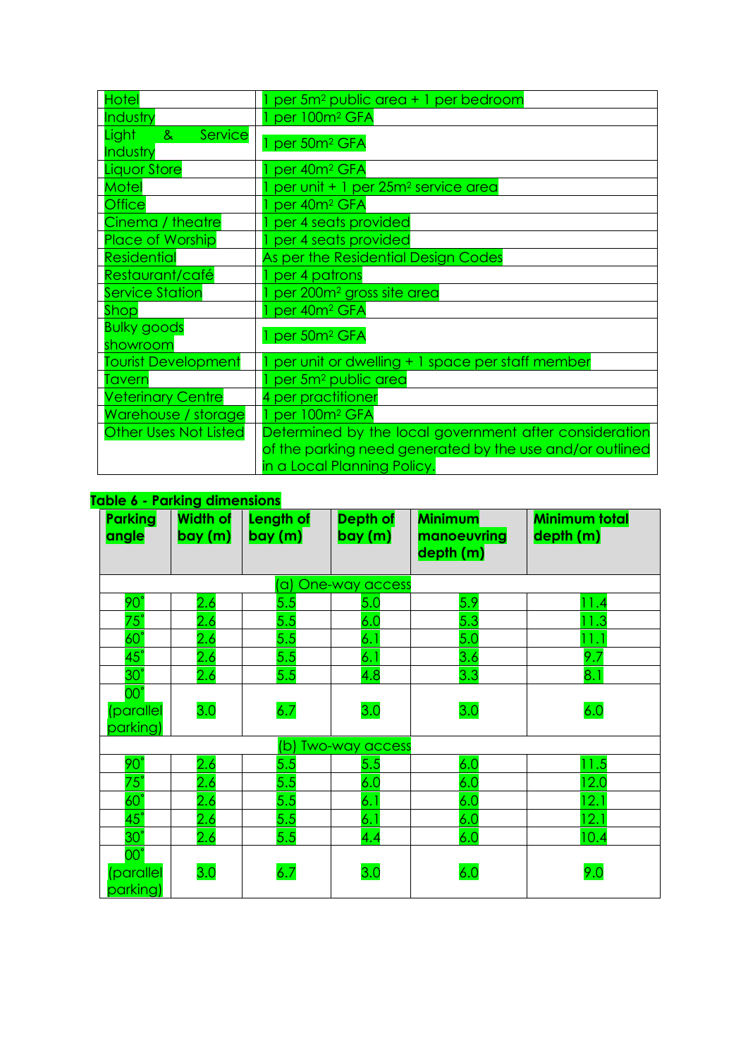| | |
|---|---|
| Hotel | 1 per 5m² public area + 1 per bedroom |
| Industry | 1 per 100m² GFA |
| Light & Service Industry | 1 per 50m² GFA |
| Liquor Store | 1 per 40m² GFA |
| Motel | 1 per unit + 1 per 25m² service area |
| Office | 1 per 40m² GFA |
| Cinema / theatre | 1 per 4 seats provided |
| Place of Worship | 1 per 4 seats provided |
| Residential | As per the Residential Design Codes |
| Restaurant/café | 1 per 4 patrons |
| Service Station | 1 per 200m² gross site area |
| Shop | 1 per 40m² GFA |
| Bulky goods showroom | 1 per 50m² GFA |
| Tourist Development | 1 per unit or dwelling + 1 space per staff member |
| Tavern | 1 per 5m² public area |
| Veterinary Centre | 4 per practitioner |
| Warehouse / storage | 1 per 100m² GFA |
| Other Uses Not Listed | Determined by the local government after consideration of the parking need generated by the use and/or outlined in a Local Planning Policy. |

**Table 6 - Parking dimensions**

| Parking angle | Width of bay (m) | Length of bay (m) | Depth of bay (m) | Minimum manoeuvring depth (m) | Minimum total depth (m) |
|---|---|---|---|---|---|
| | | | (a) One-way access | | |
| 90˚ | 2.6 | 5.5 | 5.0 | 5.9 | 11.4 |
| 75˚ | 2.6 | 5.5 | 6.0 | 5.3 | 11.3 |
| 60˚ | 2.6 | 5.5 | 6.1 | 5.0 | 11.1 |
| 45˚ | 2.6 | 5.5 | 6.1 | 3.6 | 9.7 |
| 30˚ | 2.6 | 5.5 | 4.8 | 3.3 | 8.1 |
| 00˚ (parallel parking) | 3.0 | 6.7 | 3.0 | 3.0 | 6.0 |
| | | | (b) Two-way access | | |
| 90˚ | 2.6 | 5.5 | 5.5 | 6.0 | 11.5 |
| 75˚ | 2.6 | 5.5 | 6.0 | 6.0 | 12.0 |
| 60˚ | 2.6 | 5.5 | 6.1 | 6.0 | 12.1 |
| 45˚ | 2.6 | 5.5 | 6.1 | 6.0 | 12.1 |
| 30˚ | 2.6 | 5.5 | 4.4 | 6.0 | 10.4 |
| 00˚ (parallel parking) | 3.0 | 6.7 | 3.0 | 6.0 | 9.0 |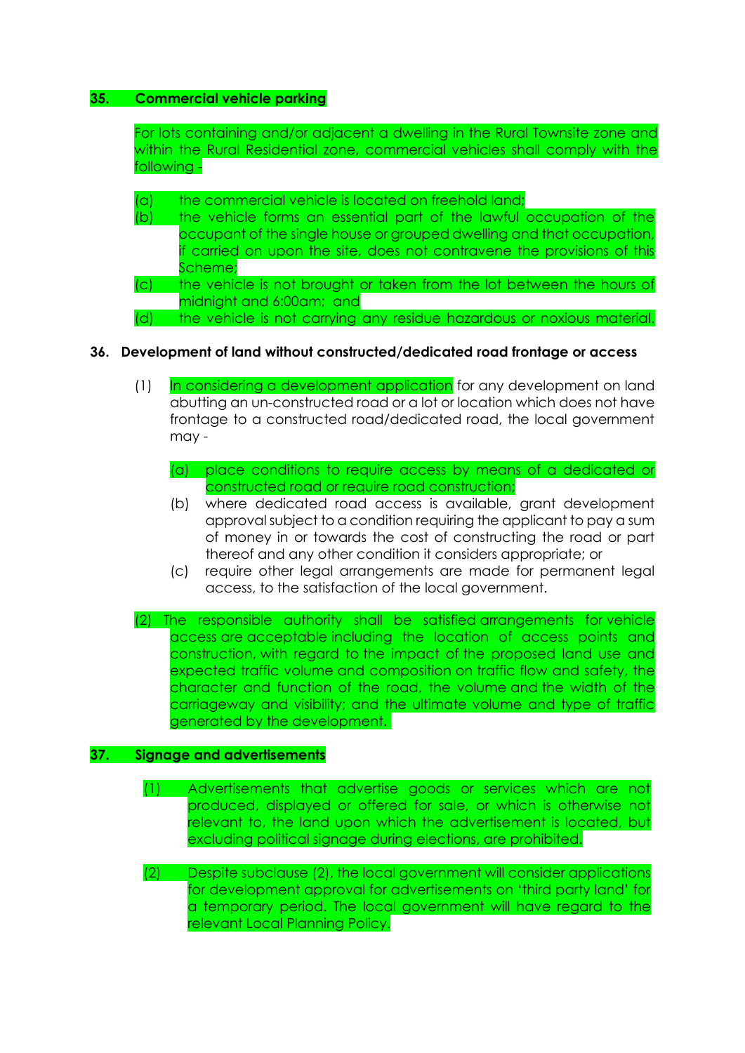## 35. Commercial vehicle parking

For lots containing and/or adjacent a dwelling in the Rural Townsite zone and within the Rural Residential zone, commercial vehicles shall comply with the following -

(a) the commercial vehicle is located on freehold land;
(b) the vehicle forms an essential part of the lawful occupation of the occupant of the single house or grouped dwelling and that occupation, if carried on upon the site, does not contravene the provisions of this Scheme;
(c) the vehicle is not brought or taken from the lot between the hours of midnight and 6:00am; and
(d) the vehicle is not carrying any residue hazardous or noxious material.

## 36. Development of land without constructed/dedicated road frontage or access

(1) In considering a development application for any development on land abutting an un-constructed road or a lot or location which does not have frontage to a constructed road/dedicated road, the local government may -

(a) place conditions to require access by means of a dedicated or constructed road or require road construction;
(b) where dedicated road access is available, grant development approval subject to a condition requiring the applicant to pay a sum of money in or towards the cost of constructing the road or part thereof and any other condition it considers appropriate; or
(c) require other legal arrangements are made for permanent legal access, to the satisfaction of the local government.

(2) The responsible authority shall be satisfied arrangements for vehicle access are acceptable including the location of access points and construction, with regard to the impact of the proposed land use and expected traffic volume and composition on traffic flow and safety, the character and function of the road, the volume and the width of the carriageway and visibility; and the ultimate volume and type of traffic generated by the development.

## 37. Signage and advertisements

(1) Advertisements that advertise goods or services which are not produced, displayed or offered for sale, or which is otherwise not relevant to, the land upon which the advertisement is located, but excluding political signage during elections, are prohibited.

(2) Despite subclause (2), the local government will consider applications for development approval for advertisements on 'third party land' for a temporary period. The local government will have regard to the relevant Local Planning Policy.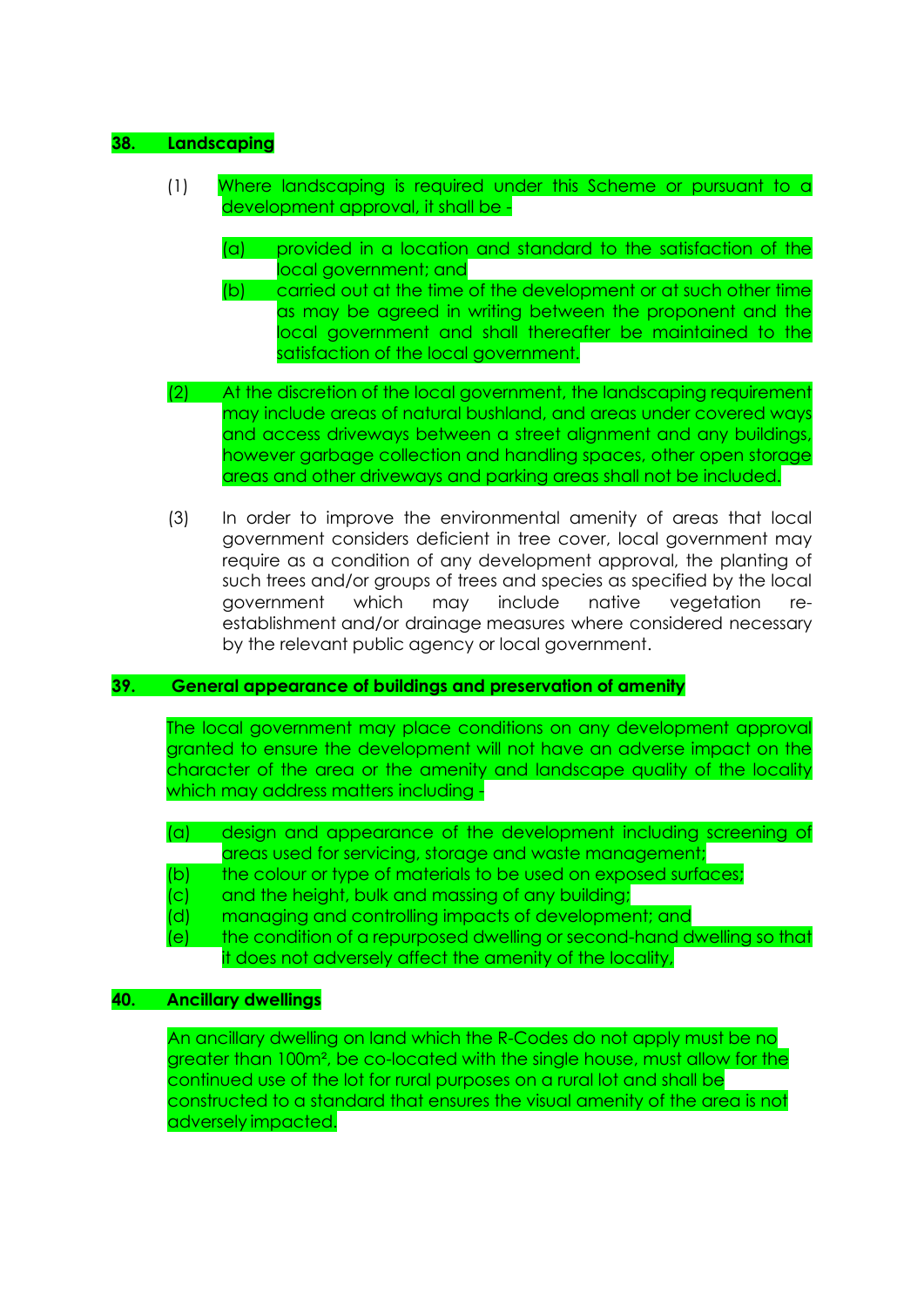## 38. Landscaping

(1) Where landscaping is required under this Scheme or pursuant to a development approval, it shall be -

(a) provided in a location and standard to the satisfaction of the local government; and

(b) carried out at the time of the development or at such other time as may be agreed in writing between the proponent and the local government and shall thereafter be maintained to the satisfaction of the local government.

(2) At the discretion of the local government, the landscaping requirement may include areas of natural bushland, and areas under covered ways and access driveways between a street alignment and any buildings, however garbage collection and handling spaces, other open storage areas and other driveways and parking areas shall not be included.

(3) In order to improve the environmental amenity of areas that local government considers deficient in tree cover, local government may require as a condition of any development approval, the planting of such trees and/or groups of trees and species as specified by the local government which may include native vegetation re-establishment and/or drainage measures where considered necessary by the relevant public agency or local government.

## 39. General appearance of buildings and preservation of amenity

The local government may place conditions on any development approval granted to ensure the development will not have an adverse impact on the character of the area or the amenity and landscape quality of the locality which may address matters including -

(a) design and appearance of the development including screening of areas used for servicing, storage and waste management;

(b) the colour or type of materials to be used on exposed surfaces;

(c) and the height, bulk and massing of any building;

(d) managing and controlling impacts of development; and

(e) the condition of a repurposed dwelling or second-hand dwelling so that it does not adversely affect the amenity of the locality.

## 40. Ancillary dwellings

An ancillary dwelling on land which the R-Codes do not apply must be no greater than 100m², be co-located with the single house, must allow for the continued use of the lot for rural purposes on a rural lot and shall be constructed to a standard that ensures the visual amenity of the area is not adversely impacted.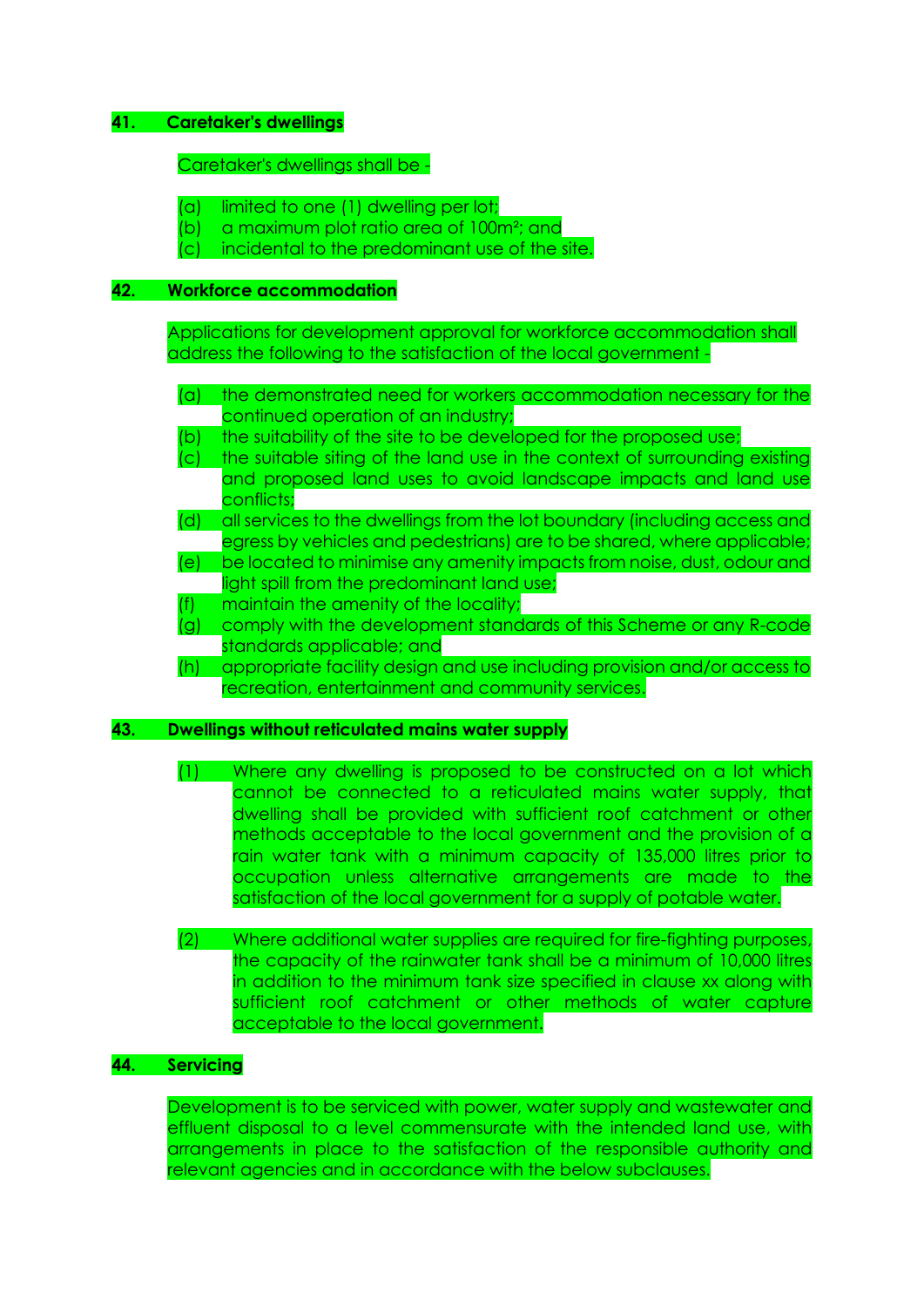## 41. Caretaker's dwellings

Caretaker's dwellings shall be -

(a) limited to one (1) dwelling per lot;
(b) a maximum plot ratio area of 100m²; and
(c) incidental to the predominant use of the site.

## 42. Workforce accommodation

Applications for development approval for workforce accommodation shall address the following to the satisfaction of the local government -

(a) the demonstrated need for workers accommodation necessary for the continued operation of an industry;
(b) the suitability of the site to be developed for the proposed use;
(c) the suitable siting of the land use in the context of surrounding existing and proposed land uses to avoid landscape impacts and land use conflicts;
(d) all services to the dwellings from the lot boundary (including access and egress by vehicles and pedestrians) are to be shared, where applicable;
(e) be located to minimise any amenity impacts from noise, dust, odour and light spill from the predominant land use;
(f) maintain the amenity of the locality;
(g) comply with the development standards of this Scheme or any R-code standards applicable; and
(h) appropriate facility design and use including provision and/or access to recreation, entertainment and community services.

## 43. Dwellings without reticulated mains water supply

(1) Where any dwelling is proposed to be constructed on a lot which cannot be connected to a reticulated mains water supply, that dwelling shall be provided with sufficient roof catchment or other methods acceptable to the local government and the provision of a rain water tank with a minimum capacity of 135,000 litres prior to occupation unless alternative arrangements are made to the satisfaction of the local government for a supply of potable water.

(2) Where additional water supplies are required for fire-fighting purposes, the capacity of the rainwater tank shall be a minimum of 10,000 litres in addition to the minimum tank size specified in clause xx along with sufficient roof catchment or other methods of water capture acceptable to the local government.

## 44. Servicing

Development is to be serviced with power, water supply and wastewater and effluent disposal to a level commensurate with the intended land use, with arrangements in place to the satisfaction of the responsible authority and relevant agencies and in accordance with the below subclauses.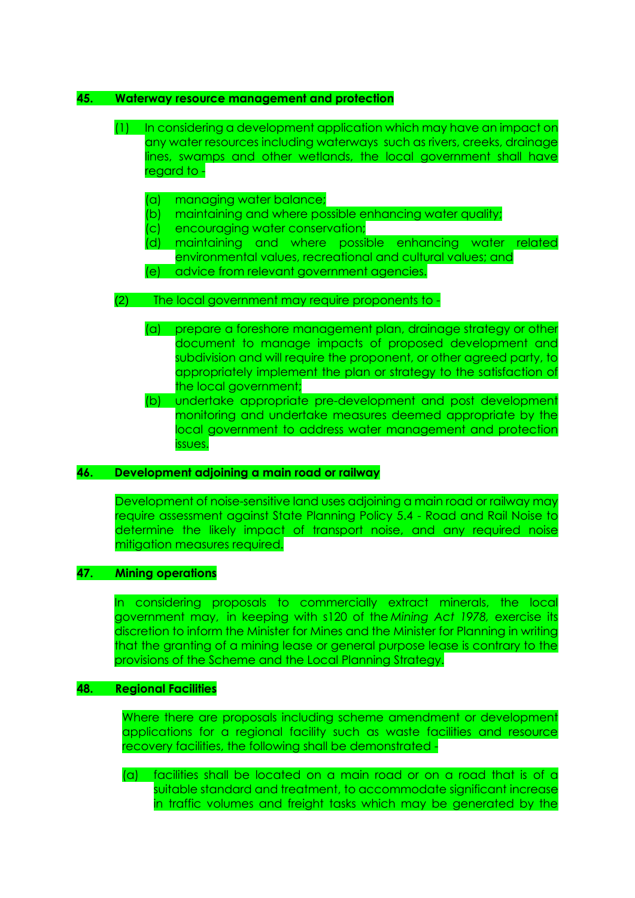## 45. Waterway resource management and protection

(1) In considering a development application which may have an impact on any water resources including waterways such as rivers, creeks, drainage lines, swamps and other wetlands, the local government shall have regard to -

- (a) managing water balance;
- (b) maintaining and where possible enhancing water quality;
- (c) encouraging water conservation;
- (d) maintaining and where possible enhancing water related environmental values, recreational and cultural values; and
- (e) advice from relevant government agencies.

(2) The local government may require proponents to -

- (a) prepare a foreshore management plan, drainage strategy or other document to manage impacts of proposed development and subdivision and will require the proponent, or other agreed party, to appropriately implement the plan or strategy to the satisfaction of the local government;
- (b) undertake appropriate pre-development and post development monitoring and undertake measures deemed appropriate by the local government to address water management and protection issues.

## 46. Development adjoining a main road or railway

Development of noise-sensitive land uses adjoining a main road or railway may require assessment against State Planning Policy 5.4 - Road and Rail Noise to determine the likely impact of transport noise, and any required noise mitigation measures required.

## 47. Mining operations

In considering proposals to commercially extract minerals, the local government may, in keeping with s120 of the *Mining Act 1978*, exercise its discretion to inform the Minister for Mines and the Minister for Planning in writing that the granting of a mining lease or general purpose lease is contrary to the provisions of the Scheme and the Local Planning Strategy.

## 48. Regional Facilities

Where there are proposals including scheme amendment or development applications for a regional facility such as waste facilities and resource recovery facilities, the following shall be demonstrated -

- (a) facilities shall be located on a main road or on a road that is of a suitable standard and treatment, to accommodate significant increase in traffic volumes and freight tasks which may be generated by the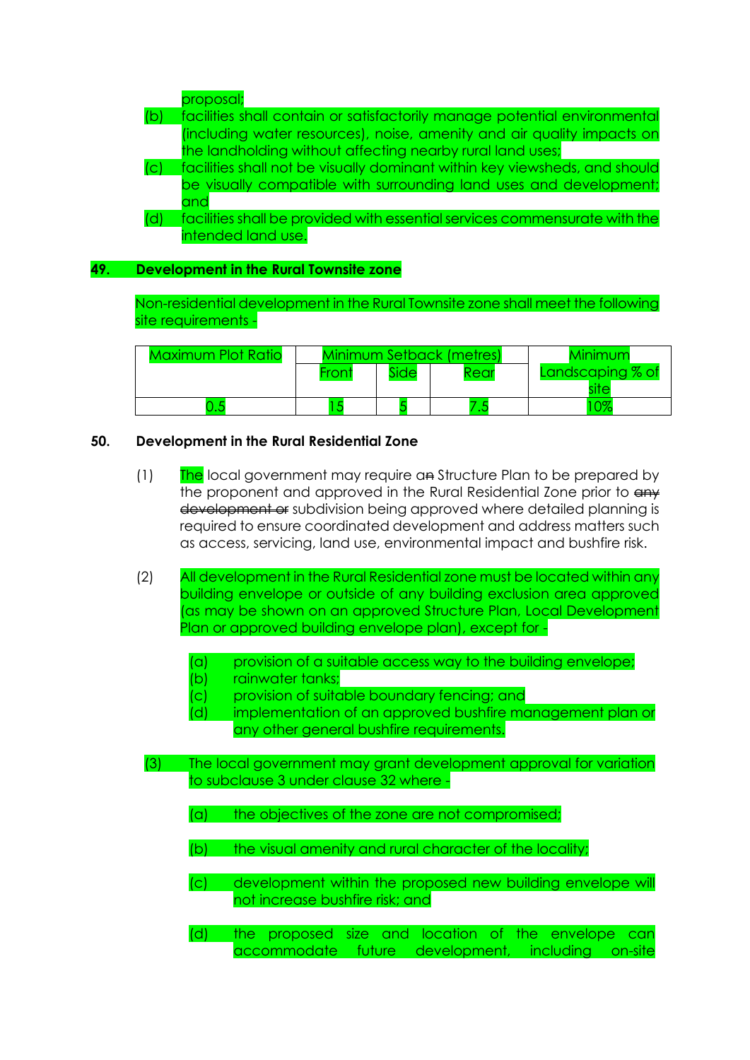proposal;

(b) facilities shall contain or satisfactorily manage potential environmental (including water resources), noise, amenity and air quality impacts on the landholding without affecting nearby rural land uses;

(c) facilities shall not be visually dominant within key viewsheds, and should be visually compatible with surrounding land uses and development; and

(d) facilities shall be provided with essential services commensurate with the intended land use.

**49. Development in the Rural Townsite zone**

Non-residential development in the Rural Townsite zone shall meet the following site requirements -

| Maximum Plot Ratio | Minimum Setback (metres) | | | Minimum Landscaping % of site |
|---|---|---|---|---|
| | Front | Side | Rear | |
| 0.5 | 15 | 5 | 7.5 | 10% |

**50. Development in the Rural Residential Zone**

(1) The local government may require an ~~an~~ Structure Plan to be prepared by the proponent and approved in the Rural Residential Zone prior to ~~any development or~~ subdivision being approved where detailed planning is required to ensure coordinated development and address matters such as access, servicing, land use, environmental impact and bushfire risk.

(2) All development in the Rural Residential zone must be located within any building envelope or outside of any building exclusion area approved (as may be shown on an approved Structure Plan, Local Development Plan or approved building envelope plan), except for -

(a) provision of a suitable access way to the building envelope;
(b) rainwater tanks;
(c) provision of suitable boundary fencing; and
(d) implementation of an approved bushfire management plan or any other general bushfire requirements.

(3) The local government may grant development approval for variation to subclause 3 under clause 32 where -

(a) the objectives of the zone are not compromised;

(b) the visual amenity and rural character of the locality;

(c) development within the proposed new building envelope will not increase bushfire risk; and

(d) the proposed size and location of the envelope can accommodate future development, including on-site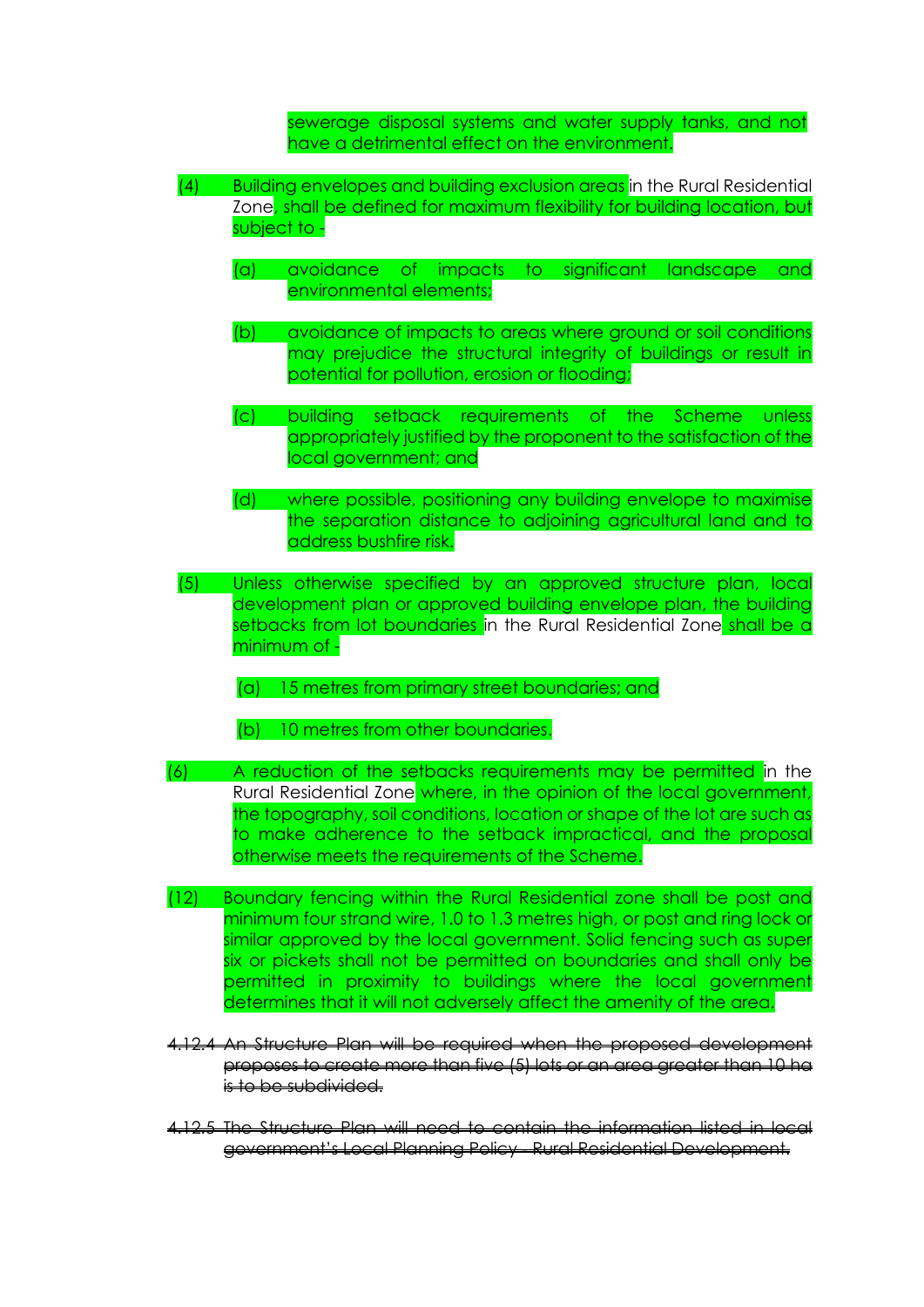sewerage disposal systems and water supply tanks, and not have a detrimental effect on the environment.

(4) Building envelopes and building exclusion areas in the Rural Residential Zone, shall be defined for maximum flexibility for building location, but subject to -

(a) avoidance of impacts to significant landscape and environmental elements;

(b) avoidance of impacts to areas where ground or soil conditions may prejudice the structural integrity of buildings or result in potential for pollution, erosion or flooding;

(c) building setback requirements of the Scheme unless appropriately justified by the proponent to the satisfaction of the local government; and

(d) where possible, positioning any building envelope to maximise the separation distance to adjoining agricultural land and to address bushfire risk.

(5) Unless otherwise specified by an approved structure plan, local development plan or approved building envelope plan, the building setbacks from lot boundaries in the Rural Residential Zone shall be a minimum of -

(a) 15 metres from primary street boundaries; and

(b) 10 metres from other boundaries.

(6) A reduction of the setbacks requirements may be permitted in the Rural Residential Zone where, in the opinion of the local government, the topography, soil conditions, location or shape of the lot are such as to make adherence to the setback impractical, and the proposal otherwise meets the requirements of the Scheme.

(12) Boundary fencing within the Rural Residential zone shall be post and minimum four strand wire, 1.0 to 1.3 metres high, or post and ring lock or similar approved by the local government. Solid fencing such as super six or pickets shall not be permitted on boundaries and shall only be permitted in proximity to buildings where the local government determines that it will not adversely affect the amenity of the area.

~~4.12.4 An Structure Plan will be required when the proposed development proposes to create more than five (5) lots or an area greater than 10 ha is to be subdivided.~~

~~4.12.5 The Structure Plan will need to contain the information listed in local government's Local Planning Policy - Rural Residential Development.~~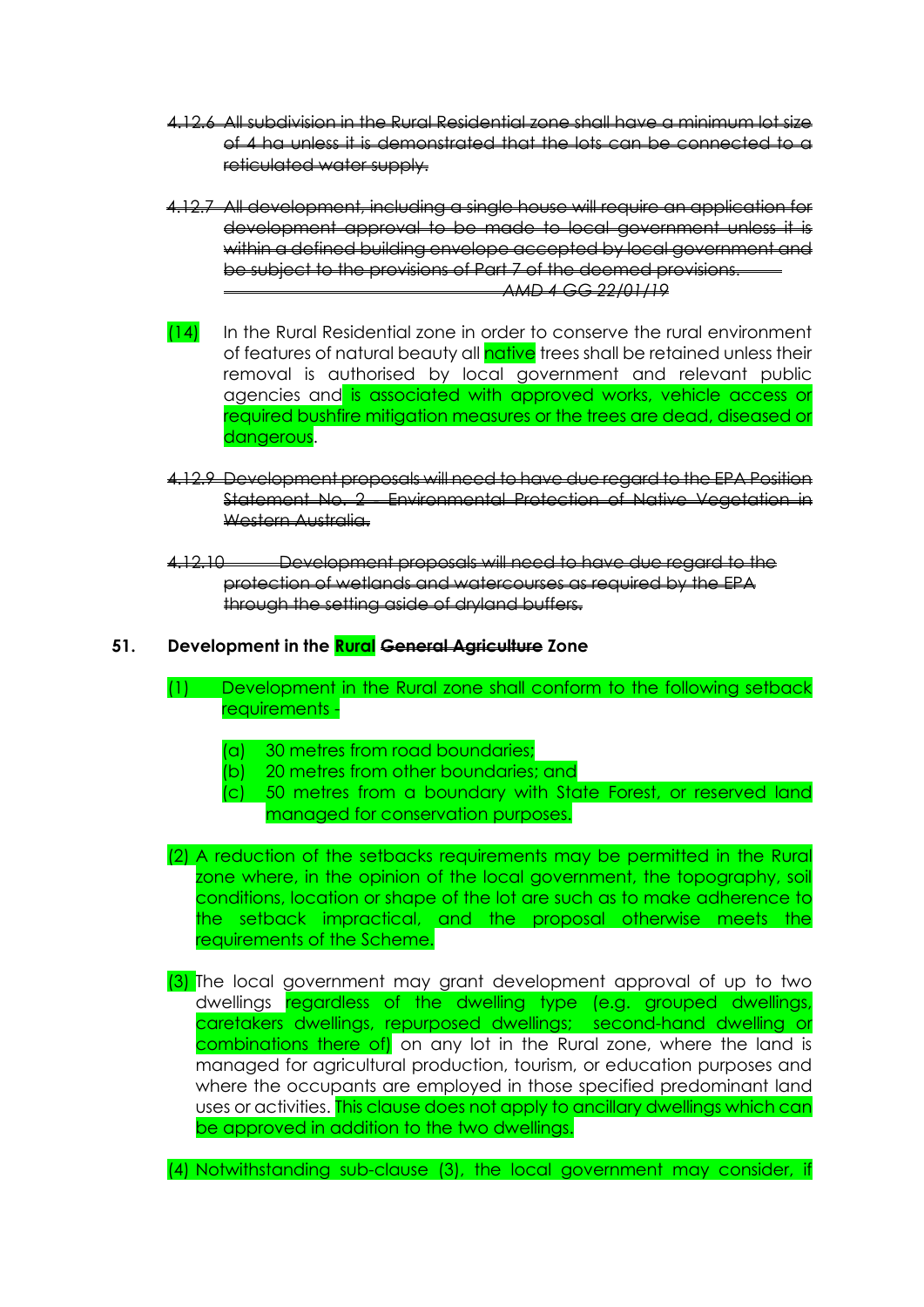~~4.12.6 All subdivision in the Rural Residential zone shall have a minimum lot size of 4 ha unless it is demonstrated that the lots can be connected to a reticulated water supply.~~

~~4.12.7 All development, including a single house will require an application for development approval to be made to local government unless it is within a defined building envelope accepted by local government and be subject to the provisions of Part 7 of the deemed provisions.~~
~~*AMD 4 GG 22/01/19*~~

(14) In the Rural Residential zone in order to conserve the rural environment of features of natural beauty all native trees shall be retained unless their removal is authorised by local government and relevant public agencies and is associated with approved works, vehicle access or required bushfire mitigation measures or the trees are dead, diseased or dangerous.

~~4.12.9 Development proposals will need to have due regard to the EPA Position Statement No. 2 – Environmental Protection of Native Vegetation in Western Australia.~~

~~4.12.10 Development proposals will need to have due regard to the protection of wetlands and watercourses as required by the EPA through the setting aside of dryland buffers.~~

## 51. Development in the Rural ~~General Agriculture~~ Zone

(1) Development in the Rural zone shall conform to the following setback requirements -

(a) 30 metres from road boundaries;
(b) 20 metres from other boundaries; and
(c) 50 metres from a boundary with State Forest, or reserved land managed for conservation purposes.

(2) A reduction of the setbacks requirements may be permitted in the Rural zone where, in the opinion of the local government, the topography, soil conditions, location or shape of the lot are such as to make adherence to the setback impractical, and the proposal otherwise meets the requirements of the Scheme.

(3) The local government may grant development approval of up to two dwellings regardless of the dwelling type (e.g. grouped dwellings, caretakers dwellings, repurposed dwellings; second-hand dwelling or combinations there of) on any lot in the Rural zone, where the land is managed for agricultural production, tourism, or education purposes and where the occupants are employed in those specified predominant land uses or activities. This clause does not apply to ancillary dwellings which can be approved in addition to the two dwellings.

(4) Notwithstanding sub-clause (3), the local government may consider, if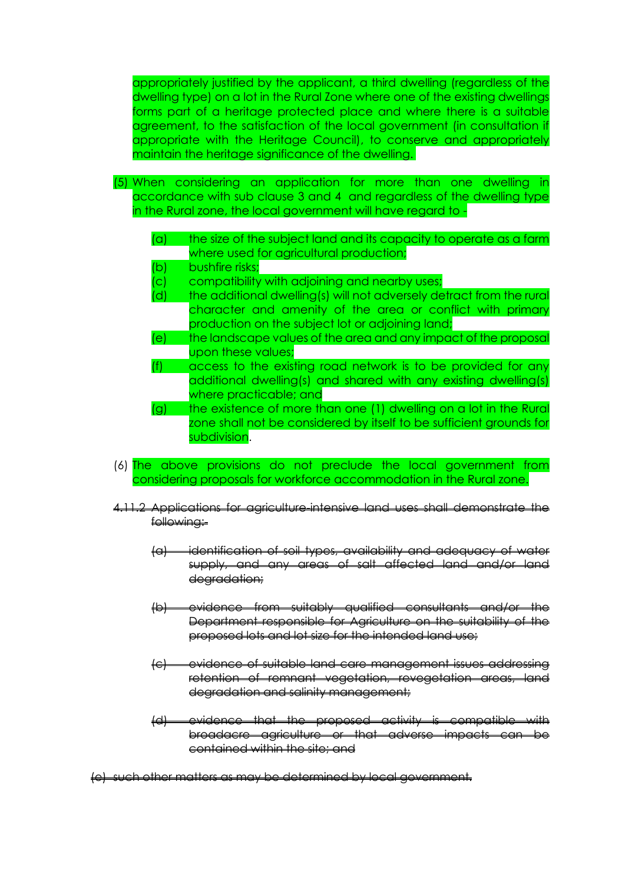appropriately justified by the applicant, a third dwelling (regardless of the dwelling type) on a lot in the Rural Zone where one of the existing dwellings forms part of a heritage protected place and where there is a suitable agreement, to the satisfaction of the local government (in consultation if appropriate with the Heritage Council), to conserve and appropriately maintain the heritage significance of the dwelling.

(5) When considering an application for more than one dwelling in accordance with sub clause 3 and 4 and regardless of the dwelling type in the Rural zone, the local government will have regard to -

- (a) the size of the subject land and its capacity to operate as a farm where used for agricultural production;
- (b) bushfire risks;
- (c) compatibility with adjoining and nearby uses;
- (d) the additional dwelling(s) will not adversely detract from the rural character and amenity of the area or conflict with primary production on the subject lot or adjoining land;
- (e) the landscape values of the area and any impact of the proposal upon these values;
- (f) access to the existing road network is to be provided for any additional dwelling(s) and shared with any existing dwelling(s) where practicable; and
- (g) the existence of more than one (1) dwelling on a lot in the Rural zone shall not be considered by itself to be sufficient grounds for subdivision.

(6) The above provisions do not preclude the local government from considering proposals for workforce accommodation in the Rural zone.

~~4.11.2 Applications for agriculture-intensive land uses shall demonstrate the following:-~~

- ~~(a) identification of soil types, availability and adequacy of water supply, and any areas of salt affected land and/or land degradation;~~
- ~~(b) evidence from suitably qualified consultants and/or the Department responsible for Agriculture on the suitability of the proposed lots and lot size for the intended land use;~~
- ~~(c) evidence of suitable land care management issues addressing retention of remnant vegetation, revegetation areas, land degradation and salinity management;~~
- ~~(d) evidence that the proposed activity is compatible with broadacre agriculture or that adverse impacts can be contained within the site; and~~

~~(e) such other matters as may be determined by local government.~~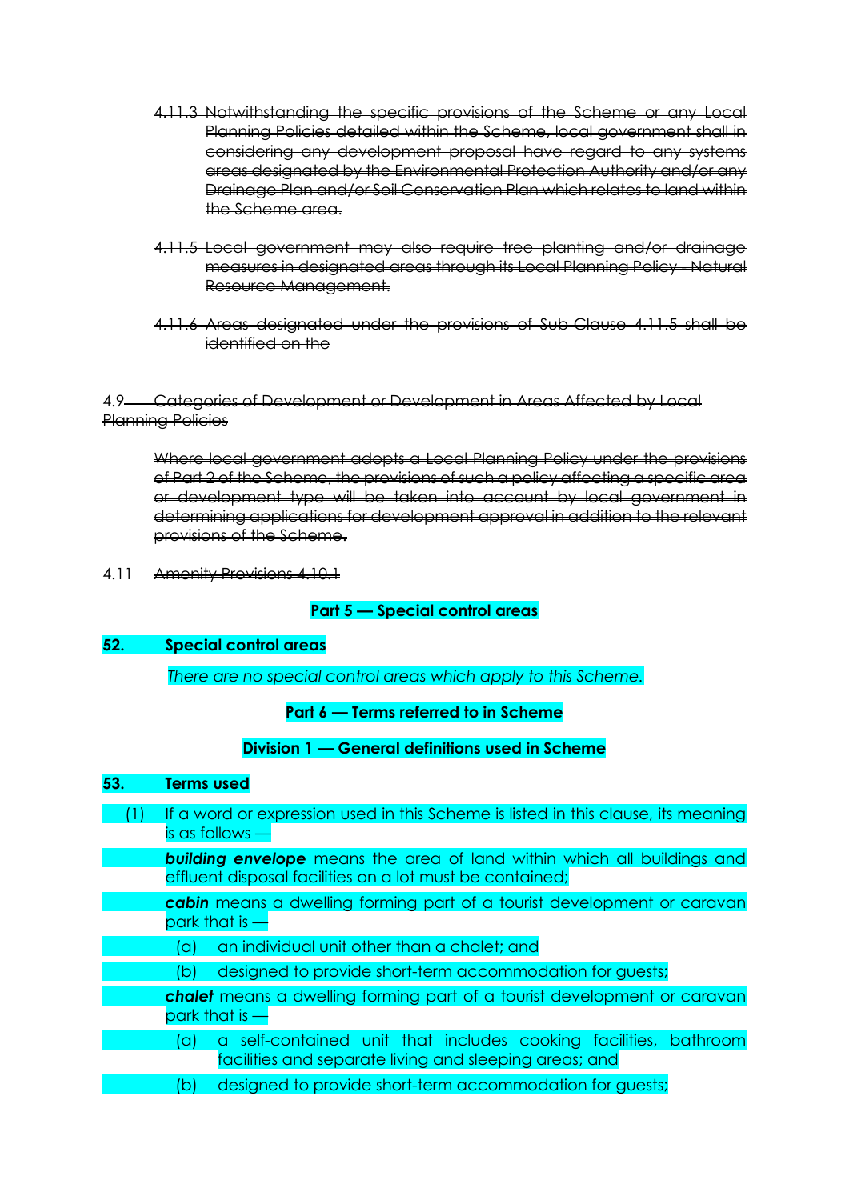~~4.11.3 Notwithstanding the specific provisions of the Scheme or any Local Planning Policies detailed within the Scheme, local government shall in considering any development proposal have regard to any systems areas designated by the Environmental Protection Authority and/or any Drainage Plan and/or Soil Conservation Plan which relates to land within the Scheme area.~~

~~4.11.5 Local government may also require tree planting and/or drainage measures in designated areas through its Local Planning Policy - Natural Resource Management.~~

~~4.11.6 Areas designated under the provisions of Sub-Clause 4.11.5 shall be identified on the~~

4.9~~ Categories of Development or Development in Areas Affected by Local Planning Policies~~

~~Where local government adopts a Local Planning Policy under the provisions of Part 2 of the Scheme, the provisions of such a policy affecting a specific area or development type will be taken into account by local government in determining applications for development approval in addition to the relevant provisions of the Scheme.~~

4.11 ~~Amenity Provisions 4.10.1~~

## Part 5 — Special control areas

### 52. Special control areas

*There are no special control areas which apply to this Scheme.*

## Part 6 — Terms referred to in Scheme

## Division 1 — General definitions used in Scheme

### 53. Terms used

(1) If a word or expression used in this Scheme is listed in this clause, its meaning is as follows —

***building envelope*** means the area of land within which all buildings and effluent disposal facilities on a lot must be contained;

***cabin*** means a dwelling forming part of a tourist development or caravan park that is —

(a) an individual unit other than a chalet; and

(b) designed to provide short-term accommodation for guests;

***chalet*** means a dwelling forming part of a tourist development or caravan park that is —

(a) a self-contained unit that includes cooking facilities, bathroom facilities and separate living and sleeping areas; and

(b) designed to provide short-term accommodation for guests;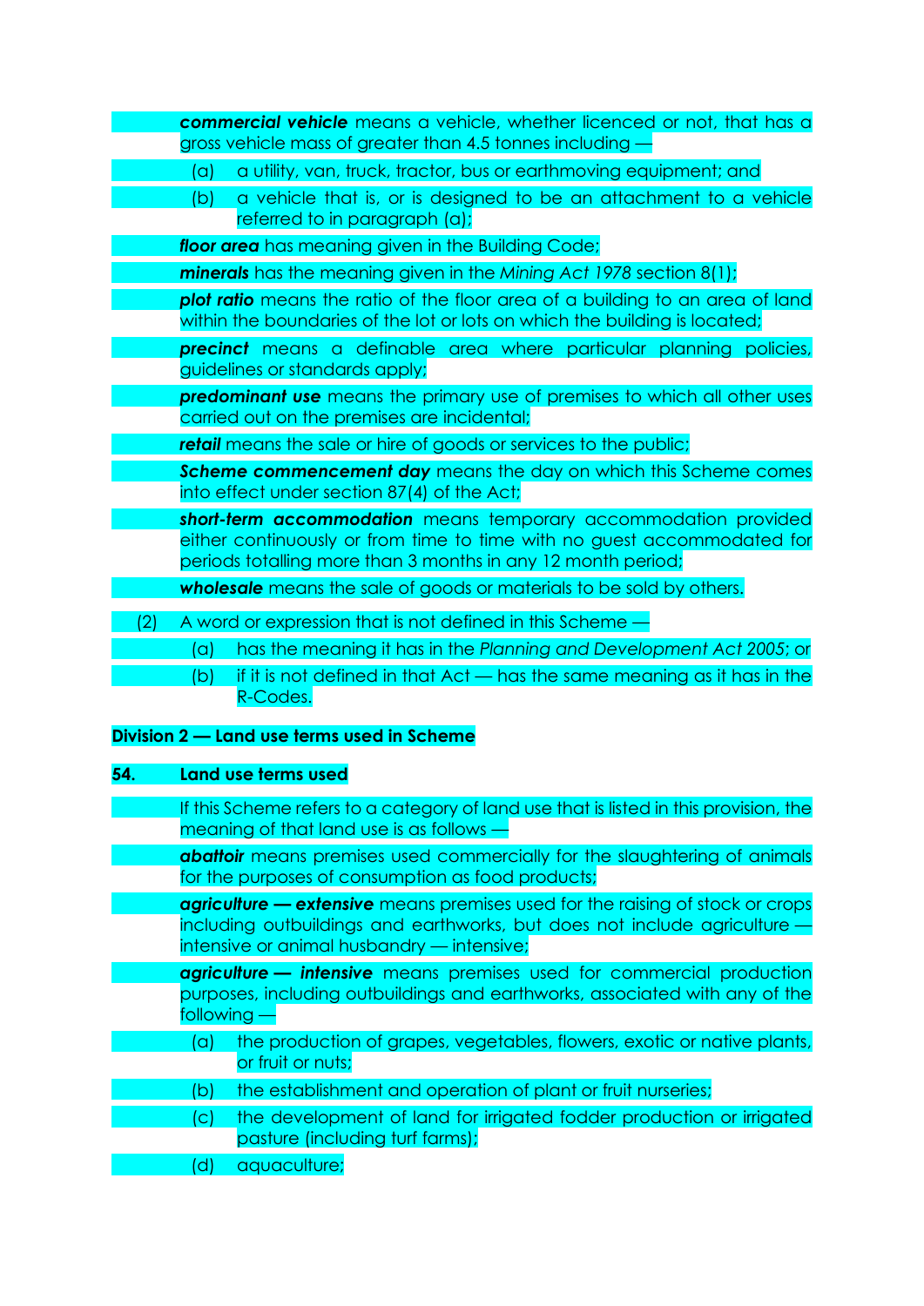***commercial vehicle*** means a vehicle, whether licenced or not, that has a gross vehicle mass of greater than 4.5 tonnes including —

(a) a utility, van, truck, tractor, bus or earthmoving equipment; and

(b) a vehicle that is, or is designed to be an attachment to a vehicle referred to in paragraph (a);

***floor area*** has meaning given in the Building Code;

***minerals*** has the meaning given in the *Mining Act 1978* section 8(1);

***plot ratio*** means the ratio of the floor area of a building to an area of land within the boundaries of the lot or lots on which the building is located;

***precinct*** means a definable area where particular planning policies, guidelines or standards apply;

***predominant use*** means the primary use of premises to which all other uses carried out on the premises are incidental;

***retail*** means the sale or hire of goods or services to the public;

***Scheme commencement day*** means the day on which this Scheme comes into effect under section 87(4) of the Act;

***short-term accommodation*** means temporary accommodation provided either continuously or from time to time with no guest accommodated for periods totalling more than 3 months in any 12 month period;

***wholesale*** means the sale of goods or materials to be sold by others.

(2) A word or expression that is not defined in this Scheme —

(a) has the meaning it has in the *Planning and Development Act 2005*; or

(b) if it is not defined in that Act — has the same meaning as it has in the R-Codes.

## Division 2 — Land use terms used in Scheme

### 54. Land use terms used

If this Scheme refers to a category of land use that is listed in this provision, the meaning of that land use is as follows —

***abattoir*** means premises used commercially for the slaughtering of animals for the purposes of consumption as food products;

***agriculture — extensive*** means premises used for the raising of stock or crops including outbuildings and earthworks, but does not include agriculture — intensive or animal husbandry — intensive;

***agriculture — intensive*** means premises used for commercial production purposes, including outbuildings and earthworks, associated with any of the following —

(a) the production of grapes, vegetables, flowers, exotic or native plants, or fruit or nuts;

(b) the establishment and operation of plant or fruit nurseries;

(c) the development of land for irrigated fodder production or irrigated pasture (including turf farms);

(d) aquaculture;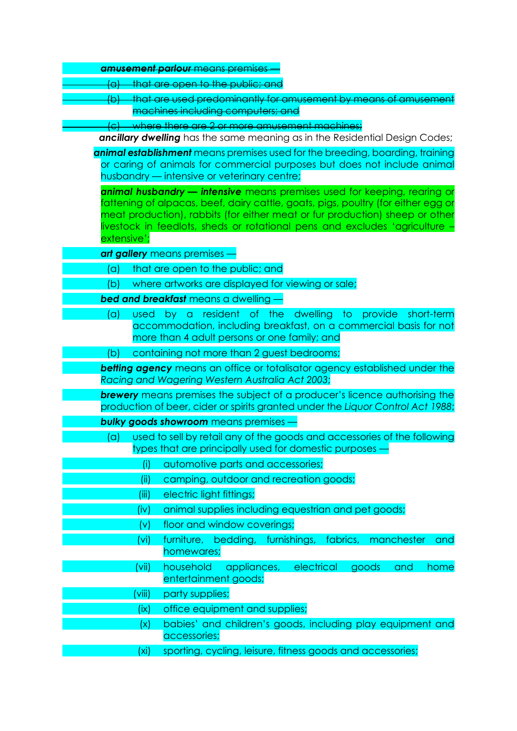~~***amusement parlour** means premises —*~~

~~(a) that are open to the public; and~~

~~(b) that are used predominantly for amusement by means of amusement machines including computers; and~~

~~(c) where there are 2 or more amusement machines;~~

***ancillary dwelling*** has the same meaning as in the Residential Design Codes;

***animal establishment*** means premises used for the breeding, boarding, training or caring of animals for commercial purposes but does not include animal husbandry — intensive or veterinary centre;

***animal husbandry — intensive*** means premises used for keeping, rearing or fattening of alpacas, beef, dairy cattle, goats, pigs, poultry (for either egg or meat production), rabbits (for either meat or fur production) sheep or other livestock in feedlots, sheds or rotational pens and excludes 'agriculture – extensive';

***art gallery*** means premises —

(a) that are open to the public; and

(b) where artworks are displayed for viewing or sale;

***bed and breakfast*** means a dwelling —

(a) used by a resident of the dwelling to provide short-term accommodation, including breakfast, on a commercial basis for not more than 4 adult persons or one family; and

(b) containing not more than 2 guest bedrooms;

***betting agency*** means an office or totalisator agency established under the *Racing and Wagering Western Australia Act 2003;*

***brewery*** means premises the subject of a producer's licence authorising the production of beer, cider or spirits granted under the *Liquor Control Act 1988*;

***bulky goods showroom*** means premises —

(a) used to sell by retail any of the goods and accessories of the following types that are principally used for domestic purposes —

(i) automotive parts and accessories;

(ii) camping, outdoor and recreation goods;

(iii) electric light fittings;

(iv) animal supplies including equestrian and pet goods;

(v) floor and window coverings;

(vi) furniture, bedding, furnishings, fabrics, manchester and homewares;

(vii) household appliances, electrical goods and home entertainment goods;

(viii) party supplies;

(ix) office equipment and supplies;

(x) babies' and children's goods, including play equipment and accessories;

(xi) sporting, cycling, leisure, fitness goods and accessories;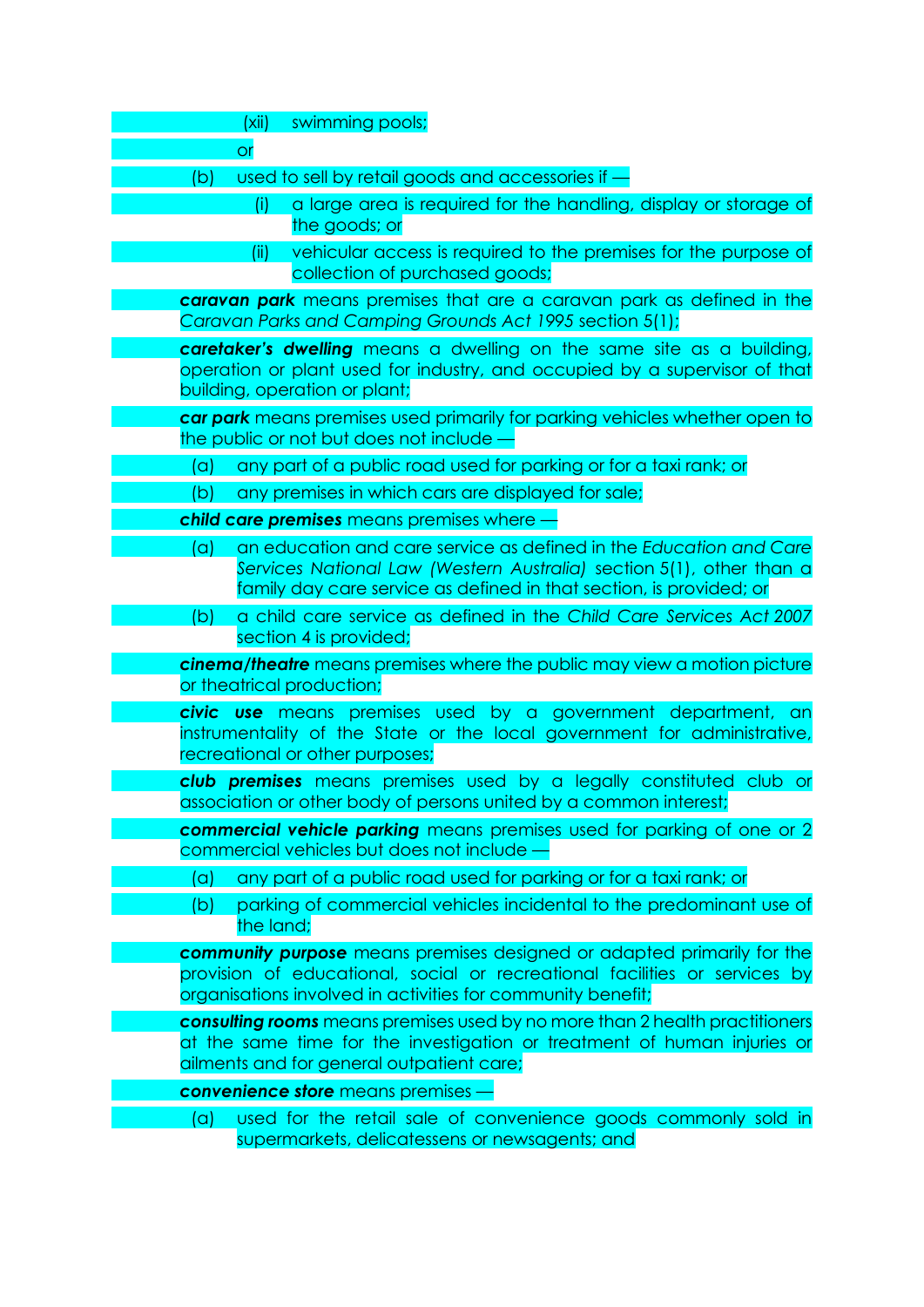(xii) swimming pools;

or

(b) used to sell by retail goods and accessories if —

(i) a large area is required for the handling, display or storage of the goods; or

(ii) vehicular access is required to the premises for the purpose of collection of purchased goods;

***caravan park*** means premises that are a caravan park as defined in the *Caravan Parks and Camping Grounds Act 1995* section 5(1);

***caretaker's dwelling*** means a dwelling on the same site as a building, operation or plant used for industry, and occupied by a supervisor of that building, operation or plant;

***car park*** means premises used primarily for parking vehicles whether open to the public or not but does not include —

(a) any part of a public road used for parking or for a taxi rank; or

(b) any premises in which cars are displayed for sale;

***child care premises*** means premises where —

(a) an education and care service as defined in the *Education and Care Services National Law (Western Australia)* section 5(1), other than a family day care service as defined in that section, is provided; or

(b) a child care service as defined in the *Child Care Services Act 2007* section 4 is provided;

***cinema/theatre*** means premises where the public may view a motion picture or theatrical production;

***civic use*** means premises used by a government department, an instrumentality of the State or the local government for administrative, recreational or other purposes;

***club premises*** means premises used by a legally constituted club or association or other body of persons united by a common interest;

***commercial vehicle parking*** means premises used for parking of one or 2 commercial vehicles but does not include —

(a) any part of a public road used for parking or for a taxi rank; or

(b) parking of commercial vehicles incidental to the predominant use of the land;

***community purpose*** means premises designed or adapted primarily for the provision of educational, social or recreational facilities or services by organisations involved in activities for community benefit;

***consulting rooms*** means premises used by no more than 2 health practitioners at the same time for the investigation or treatment of human injuries or ailments and for general outpatient care;

***convenience store*** means premises —

(a) used for the retail sale of convenience goods commonly sold in supermarkets, delicatessens or newsagents; and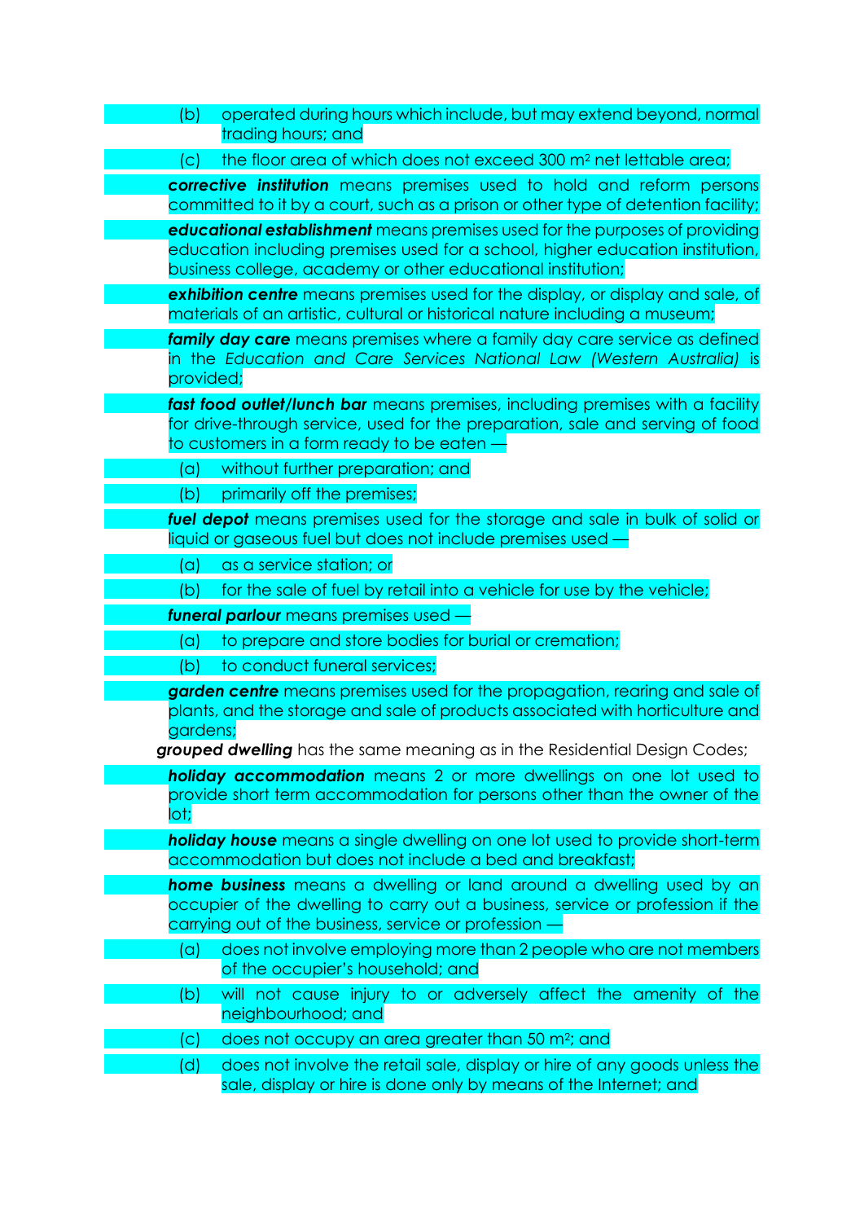(b) operated during hours which include, but may extend beyond, normal trading hours; and

(c) the floor area of which does not exceed 300 $m^2$ net lettable area;

***corrective institution*** means premises used to hold and reform persons committed to it by a court, such as a prison or other type of detention facility;

***educational establishment*** means premises used for the purposes of providing education including premises used for a school, higher education institution, business college, academy or other educational institution;

***exhibition centre*** means premises used for the display, or display and sale, of materials of an artistic, cultural or historical nature including a museum;

***family day care*** means premises where a family day care service as defined in the *Education and Care Services National Law (Western Australia)* is provided;

***fast food outlet/lunch bar*** means premises, including premises with a facility for drive-through service, used for the preparation, sale and serving of food to customers in a form ready to be eaten —

(a) without further preparation; and

(b) primarily off the premises;

***fuel depot*** means premises used for the storage and sale in bulk of solid or liquid or gaseous fuel but does not include premises used —

(a) as a service station; or

(b) for the sale of fuel by retail into a vehicle for use by the vehicle;

***funeral parlour*** means premises used —

(a) to prepare and store bodies for burial or cremation;

(b) to conduct funeral services;

***garden centre*** means premises used for the propagation, rearing and sale of plants, and the storage and sale of products associated with horticulture and gardens;

***grouped dwelling*** has the same meaning as in the Residential Design Codes;

***holiday accommodation*** means 2 or more dwellings on one lot used to provide short term accommodation for persons other than the owner of the lot;

***holiday house*** means a single dwelling on one lot used to provide short-term accommodation but does not include a bed and breakfast;

***home business*** means a dwelling or land around a dwelling used by an occupier of the dwelling to carry out a business, service or profession if the carrying out of the business, service or profession —

(a) does not involve employing more than 2 people who are not members of the occupier's household; and

(b) will not cause injury to or adversely affect the amenity of the neighbourhood; and

(c) does not occupy an area greater than 50 $m^2$; and

(d) does not involve the retail sale, display or hire of any goods unless the sale, display or hire is done only by means of the Internet; and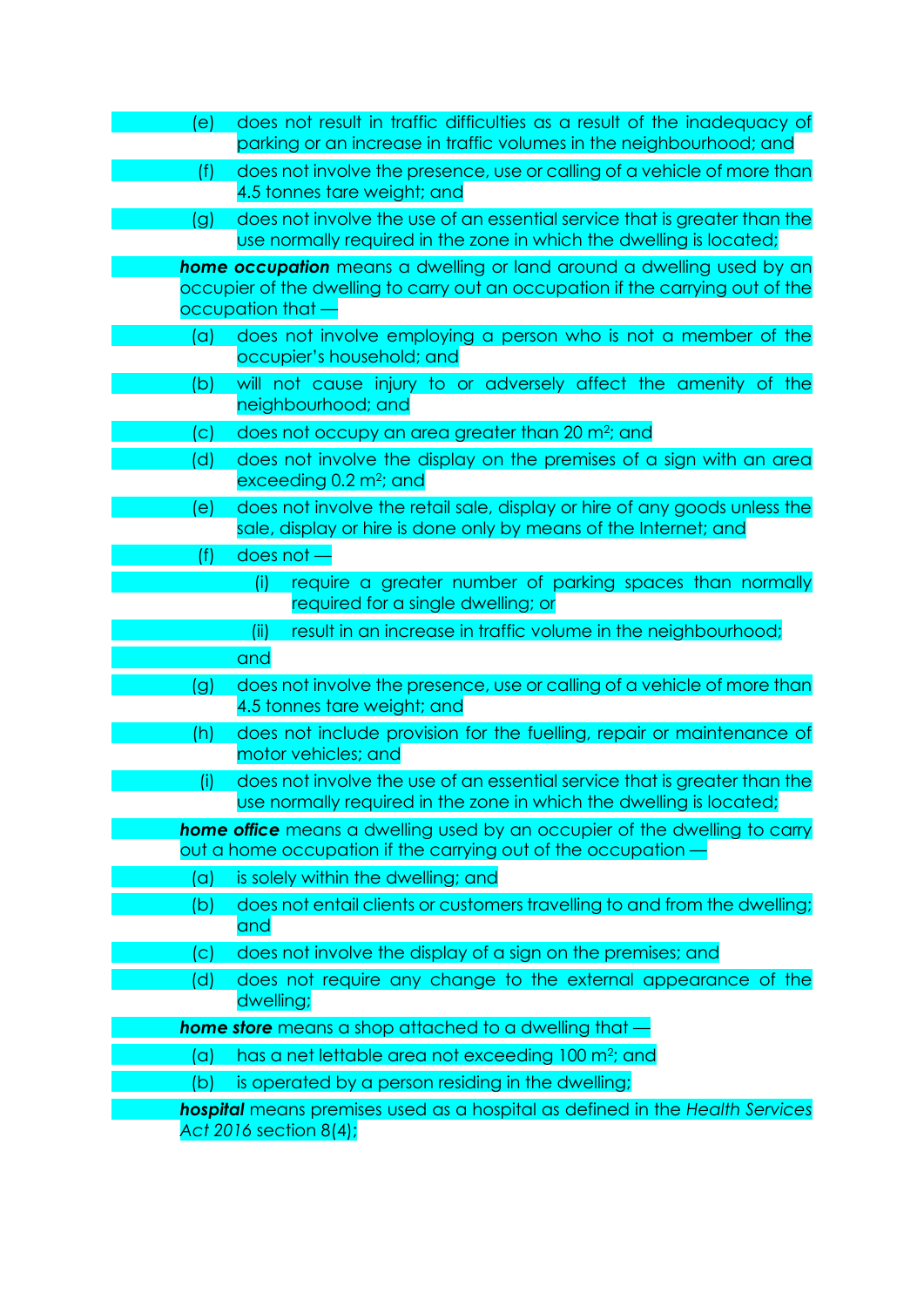(e) does not result in traffic difficulties as a result of the inadequacy of parking or an increase in traffic volumes in the neighbourhood; and

(f) does not involve the presence, use or calling of a vehicle of more than 4.5 tonnes tare weight; and

(g) does not involve the use of an essential service that is greater than the use normally required in the zone in which the dwelling is located;

***home occupation*** means a dwelling or land around a dwelling used by an occupier of the dwelling to carry out an occupation if the carrying out of the occupation that —

(a) does not involve employing a person who is not a member of the occupier's household; and

(b) will not cause injury to or adversely affect the amenity of the neighbourhood; and

(c) does not occupy an area greater than 20 $m^2$; and

(d) does not involve the display on the premises of a sign with an area exceeding 0.2 $m^2$; and

(e) does not involve the retail sale, display or hire of any goods unless the sale, display or hire is done only by means of the Internet; and

(f) does not —

  (i) require a greater number of parking spaces than normally required for a single dwelling; or

  (ii) result in an increase in traffic volume in the neighbourhood;

 and

(g) does not involve the presence, use or calling of a vehicle of more than 4.5 tonnes tare weight; and

(h) does not include provision for the fuelling, repair or maintenance of motor vehicles; and

(i) does not involve the use of an essential service that is greater than the use normally required in the zone in which the dwelling is located;

***home office*** means a dwelling used by an occupier of the dwelling to carry out a home occupation if the carrying out of the occupation —

(a) is solely within the dwelling; and

(b) does not entail clients or customers travelling to and from the dwelling; and

(c) does not involve the display of a sign on the premises; and

(d) does not require any change to the external appearance of the dwelling;

***home store*** means a shop attached to a dwelling that —

(a) has a net lettable area not exceeding 100 $m^2$; and

(b) is operated by a person residing in the dwelling;

***hospital*** means premises used as a hospital as defined in the *Health Services Act 2016* section 8(4);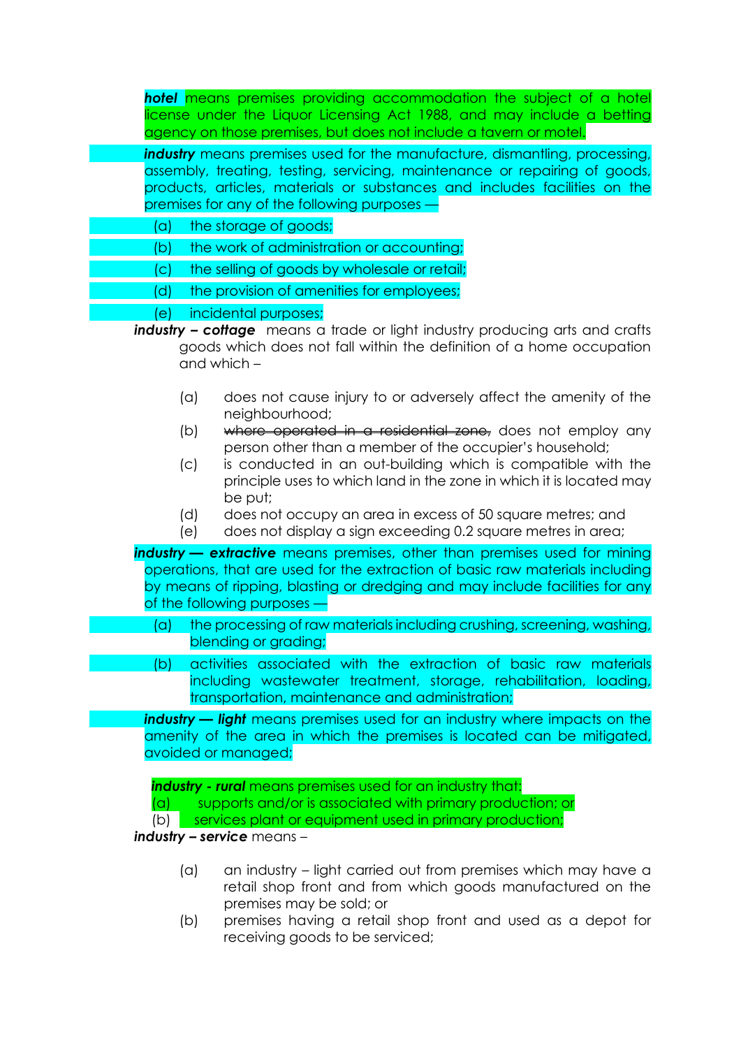***hotel*** means premises providing accommodation the subject of a hotel license under the Liquor Licensing Act 1988, and may include a betting agency on those premises, but does not include a tavern or motel.

***industry*** means premises used for the manufacture, dismantling, processing, assembly, treating, testing, servicing, maintenance or repairing of goods, products, articles, materials or substances and includes facilities on the premises for any of the following purposes —

(a) the storage of goods;

(b) the work of administration or accounting;

(c) the selling of goods by wholesale or retail;

(d) the provision of amenities for employees;

(e) incidental purposes;

***industry – cottage*** means a trade or light industry producing arts and crafts goods which does not fall within the definition of a home occupation and which –

(a) does not cause injury to or adversely affect the amenity of the neighbourhood;

(b) ~~where operated in a residential zone,~~ does not employ any person other than a member of the occupier's household;

(c) is conducted in an out-building which is compatible with the principle uses to which land in the zone in which it is located may be put;

(d) does not occupy an area in excess of 50 square metres; and

(e) does not display a sign exceeding 0.2 square metres in area;

***industry — extractive*** means premises, other than premises used for mining operations, that are used for the extraction of basic raw materials including by means of ripping, blasting or dredging and may include facilities for any of the following purposes —

(a) the processing of raw materials including crushing, screening, washing, blending or grading;

(b) activities associated with the extraction of basic raw materials including wastewater treatment, storage, rehabilitation, loading, transportation, maintenance and administration;

***industry — light*** means premises used for an industry where impacts on the amenity of the area in which the premises is located can be mitigated, avoided or managed;

***industry - rural*** means premises used for an industry that:

(a) supports and/or is associated with primary production; or

(b) services plant or equipment used in primary production;

***industry – service*** means –

(a) an industry – light carried out from premises which may have a retail shop front and from which goods manufactured on the premises may be sold; or

(b) premises having a retail shop front and used as a depot for receiving goods to be serviced;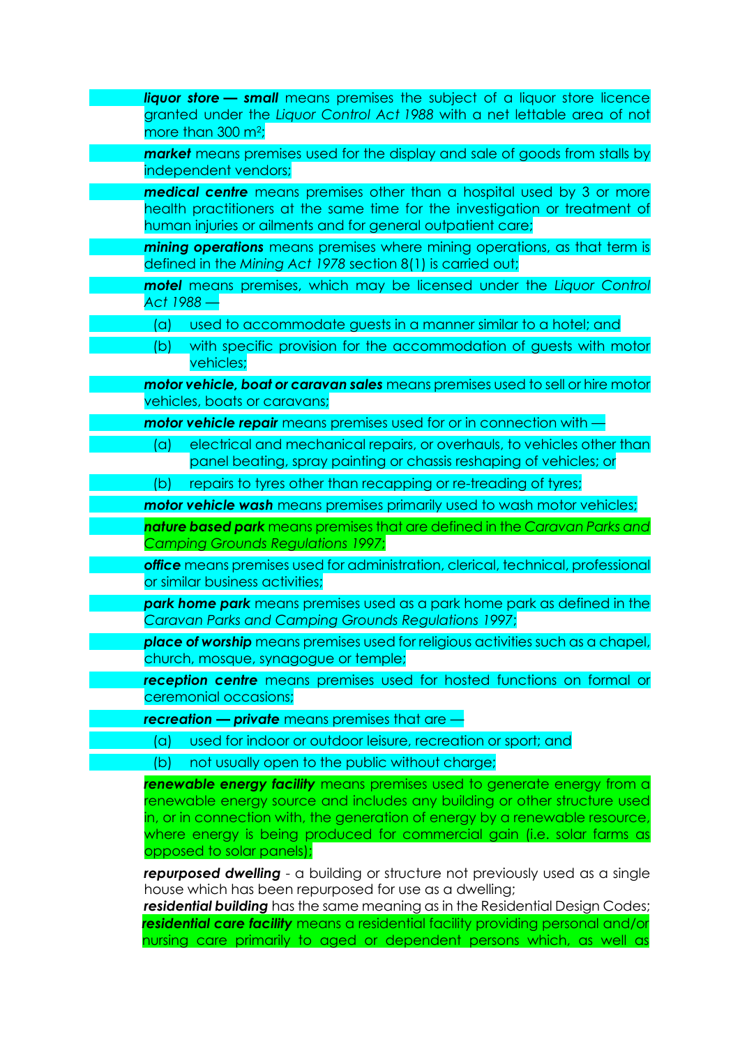***liquor store — small*** means premises the subject of a liquor store licence granted under the *Liquor Control Act 1988* with a net lettable area of not more than 300 m²;

***market*** means premises used for the display and sale of goods from stalls by independent vendors;

***medical centre*** means premises other than a hospital used by 3 or more health practitioners at the same time for the investigation or treatment of human injuries or ailments and for general outpatient care;

***mining operations*** means premises where mining operations, as that term is defined in the *Mining Act 1978* section 8(1) is carried out;

***motel*** means premises, which may be licensed under the *Liquor Control Act 1988* —

(a) used to accommodate guests in a manner similar to a hotel; and

(b) with specific provision for the accommodation of guests with motor vehicles;

***motor vehicle, boat or caravan sales*** means premises used to sell or hire motor vehicles, boats or caravans;

***motor vehicle repair*** means premises used for or in connection with —

(a) electrical and mechanical repairs, or overhauls, to vehicles other than panel beating, spray painting or chassis reshaping of vehicles; or

(b) repairs to tyres other than recapping or re-treading of tyres;

***motor vehicle wash*** means premises primarily used to wash motor vehicles;

***nature based park*** means premises that are defined in the *Caravan Parks and Camping Grounds Regulations 1997;*

***office*** means premises used for administration, clerical, technical, professional or similar business activities;

***park home park*** means premises used as a park home park as defined in the *Caravan Parks and Camping Grounds Regulations 1997*;

***place of worship*** means premises used for religious activities such as a chapel, church, mosque, synagogue or temple;

***reception centre*** means premises used for hosted functions on formal or ceremonial occasions;

***recreation — private*** means premises that are —

(a) used for indoor or outdoor leisure, recreation or sport; and

(b) not usually open to the public without charge;

***renewable energy facility*** means premises used to generate energy from a renewable energy source and includes any building or other structure used in, or in connection with, the generation of energy by a renewable resource, where energy is being produced for commercial gain (i.e. solar farms as opposed to solar panels);

***repurposed dwelling*** - a building or structure not previously used as a single house which has been repurposed for use as a dwelling;

***residential building*** has the same meaning as in the Residential Design Codes;

***residential care facility*** means a residential facility providing personal and/or nursing care primarily to aged or dependent persons which, as well as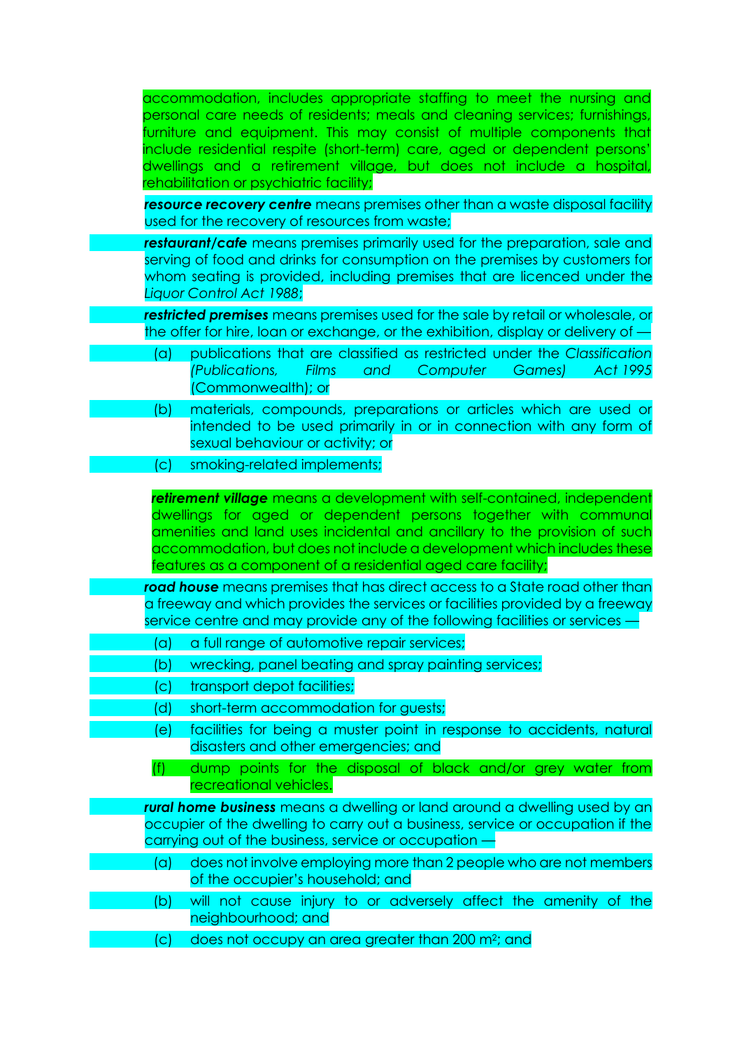accommodation, includes appropriate staffing to meet the nursing and personal care needs of residents; meals and cleaning services; furnishings, furniture and equipment. This may consist of multiple components that include residential respite (short-term) care, aged or dependent persons' dwellings and a retirement village, but does not include a hospital, rehabilitation or psychiatric facility;

***resource recovery centre*** means premises other than a waste disposal facility used for the recovery of resources from waste;

***restaurant/cafe*** means premises primarily used for the preparation, sale and serving of food and drinks for consumption on the premises by customers for whom seating is provided, including premises that are licenced under the *Liquor Control Act 1988*;

***restricted premises*** means premises used for the sale by retail or wholesale, or the offer for hire, loan or exchange, or the exhibition, display or delivery of —

(a) publications that are classified as restricted under the *Classification (Publications, Films and Computer Games) Act 1995* (Commonwealth); or

(b) materials, compounds, preparations or articles which are used or intended to be used primarily in or in connection with any form of sexual behaviour or activity; or

(c) smoking-related implements;

***retirement village*** means a development with self-contained, independent dwellings for aged or dependent persons together with communal amenities and land uses incidental and ancillary to the provision of such accommodation, but does not include a development which includes these features as a component of a residential aged care facility;

***road house*** means premises that has direct access to a State road other than a freeway and which provides the services or facilities provided by a freeway service centre and may provide any of the following facilities or services —

(a) a full range of automotive repair services;

(b) wrecking, panel beating and spray painting services;

(c) transport depot facilities;

(d) short-term accommodation for guests;

(e) facilities for being a muster point in response to accidents, natural disasters and other emergencies; and

(f) dump points for the disposal of black and/or grey water from recreational vehicles.

***rural home business*** means a dwelling or land around a dwelling used by an occupier of the dwelling to carry out a business, service or occupation if the carrying out of the business, service or occupation —

(a) does not involve employing more than 2 people who are not members of the occupier's household; and

(b) will not cause injury to or adversely affect the amenity of the neighbourhood; and

(c) does not occupy an area greater than 200 m²; and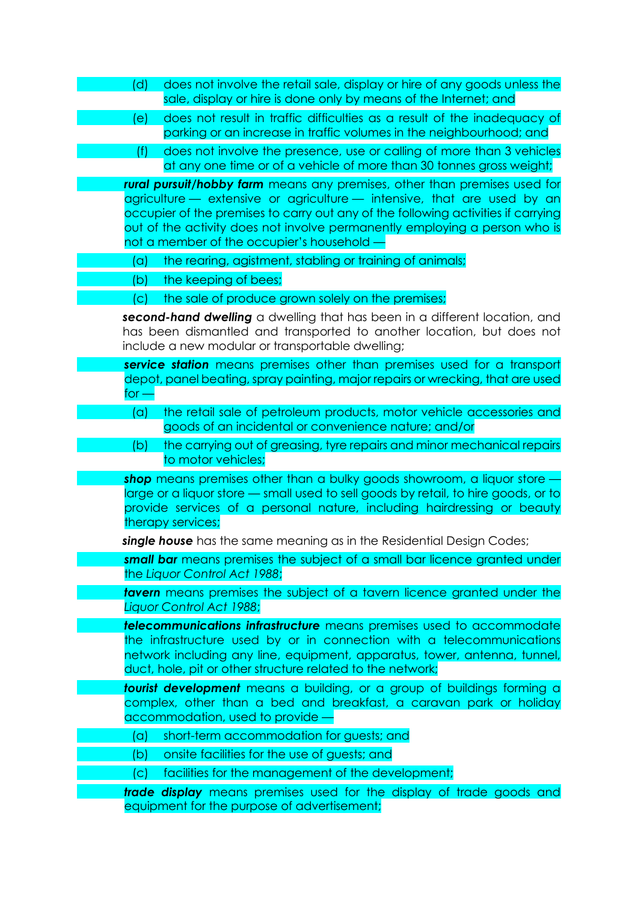(d) does not involve the retail sale, display or hire of any goods unless the sale, display or hire is done only by means of the Internet; and

(e) does not result in traffic difficulties as a result of the inadequacy of parking or an increase in traffic volumes in the neighbourhood; and

(f) does not involve the presence, use or calling of more than 3 vehicles at any one time or of a vehicle of more than 30 tonnes gross weight;

***rural pursuit/hobby farm*** means any premises, other than premises used for agriculture — extensive or agriculture — intensive, that are used by an occupier of the premises to carry out any of the following activities if carrying out of the activity does not involve permanently employing a person who is not a member of the occupier's household —

(a) the rearing, agistment, stabling or training of animals;

(b) the keeping of bees;

(c) the sale of produce grown solely on the premises;

***second-hand dwelling*** a dwelling that has been in a different location, and has been dismantled and transported to another location, but does not include a new modular or transportable dwelling;

***service station*** means premises other than premises used for a transport depot, panel beating, spray painting, major repairs or wrecking, that are used for —

(a) the retail sale of petroleum products, motor vehicle accessories and goods of an incidental or convenience nature; and/or

(b) the carrying out of greasing, tyre repairs and minor mechanical repairs to motor vehicles;

***shop*** means premises other than a bulky goods showroom, a liquor store — large or a liquor store — small used to sell goods by retail, to hire goods, or to provide services of a personal nature, including hairdressing or beauty therapy services;

***single house*** has the same meaning as in the Residential Design Codes;

***small bar*** means premises the subject of a small bar licence granted under the *Liquor Control Act 1988*;

***tavern*** means premises the subject of a tavern licence granted under the *Liquor Control Act 1988*;

***telecommunications infrastructure*** means premises used to accommodate the infrastructure used by or in connection with a telecommunications network including any line, equipment, apparatus, tower, antenna, tunnel, duct, hole, pit or other structure related to the network;

***tourist development*** means a building, or a group of buildings forming a complex, other than a bed and breakfast, a caravan park or holiday accommodation, used to provide —

(a) short-term accommodation for guests; and

(b) onsite facilities for the use of guests; and

(c) facilities for the management of the development;

***trade display*** means premises used for the display of trade goods and equipment for the purpose of advertisement;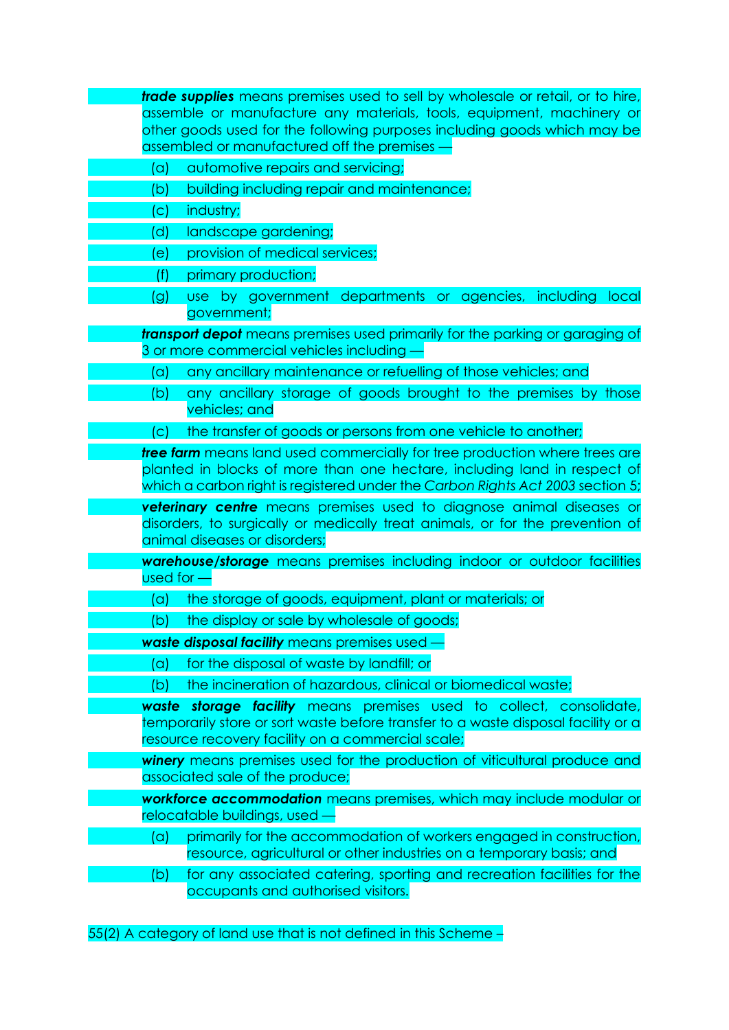***trade supplies*** means premises used to sell by wholesale or retail, or to hire, assemble or manufacture any materials, tools, equipment, machinery or other goods used for the following purposes including goods which may be assembled or manufactured off the premises —

(a) automotive repairs and servicing;

(b) building including repair and maintenance;

(c) industry;

(d) landscape gardening;

(e) provision of medical services;

(f) primary production;

(g) use by government departments or agencies, including local government;

***transport depot*** means premises used primarily for the parking or garaging of 3 or more commercial vehicles including —

(a) any ancillary maintenance or refuelling of those vehicles; and

(b) any ancillary storage of goods brought to the premises by those vehicles; and

(c) the transfer of goods or persons from one vehicle to another;

***tree farm*** means land used commercially for tree production where trees are planted in blocks of more than one hectare, including land in respect of which a carbon right is registered under the *Carbon Rights Act 2003* section 5;

***veterinary centre*** means premises used to diagnose animal diseases or disorders, to surgically or medically treat animals, or for the prevention of animal diseases or disorders;

***warehouse/storage*** means premises including indoor or outdoor facilities used for —

(a) the storage of goods, equipment, plant or materials; or

(b) the display or sale by wholesale of goods;

***waste disposal facility*** means premises used —

(a) for the disposal of waste by landfill; or

(b) the incineration of hazardous, clinical or biomedical waste;

***waste storage facility*** means premises used to collect, consolidate, temporarily store or sort waste before transfer to a waste disposal facility or a resource recovery facility on a commercial scale;

***winery*** means premises used for the production of viticultural produce and associated sale of the produce;

***workforce accommodation*** means premises, which may include modular or relocatable buildings, used —

(a) primarily for the accommodation of workers engaged in construction, resource, agricultural or other industries on a temporary basis; and

(b) for any associated catering, sporting and recreation facilities for the occupants and authorised visitors.

55(2) A category of land use that is not defined in this Scheme –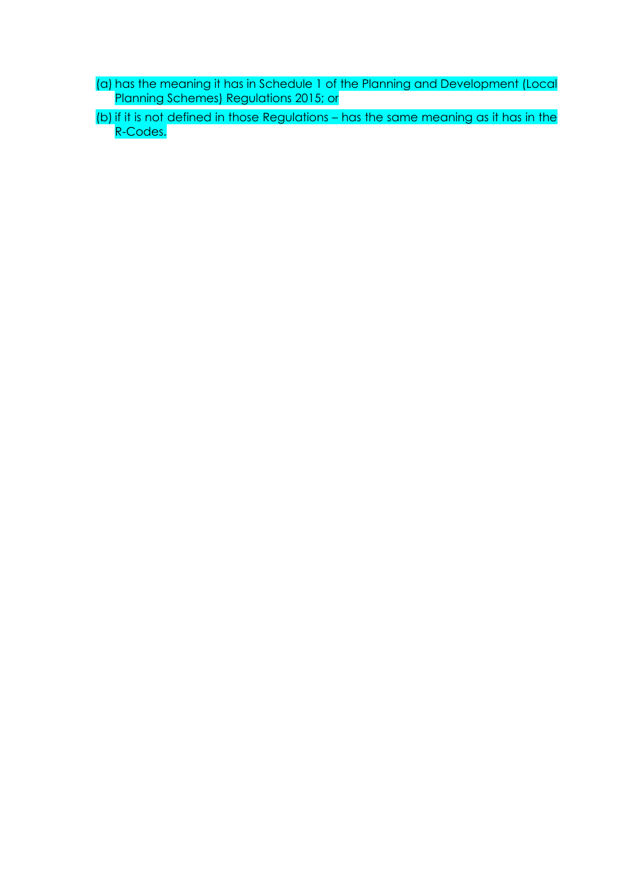(a) has the meaning it has in Schedule 1 of the Planning and Development (Local Planning Schemes) Regulations 2015; or

(b) if it is not defined in those Regulations – has the same meaning as it has in the R-Codes.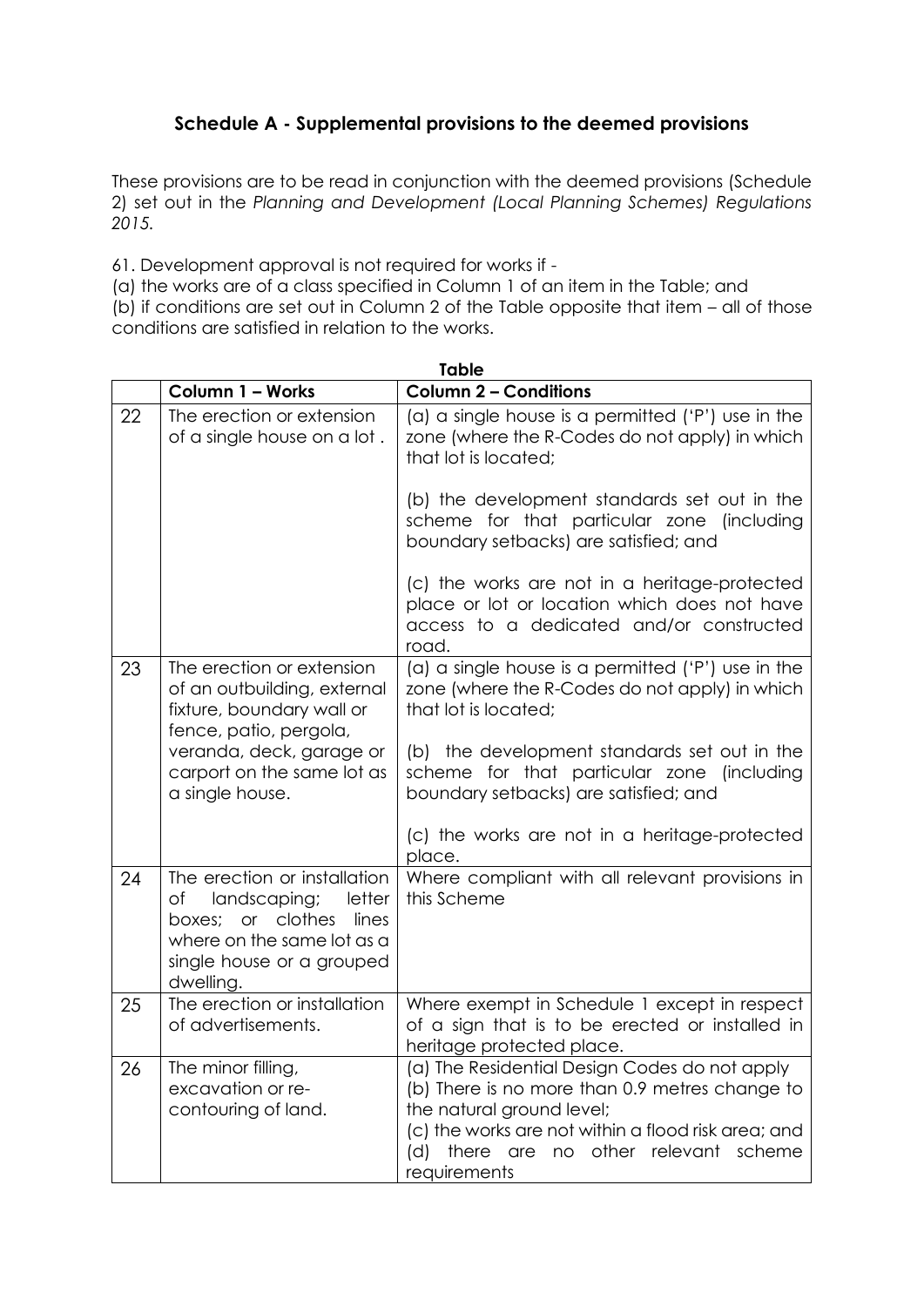## Schedule A - Supplemental provisions to the deemed provisions

These provisions are to be read in conjunction with the deemed provisions (Schedule 2) set out in the *Planning and Development (Local Planning Schemes) Regulations 2015.*

61. Development approval is not required for works if -

(a) the works are of a class specified in Column 1 of an item in the Table; and

(b) if conditions are set out in Column 2 of the Table opposite that item – all of those conditions are satisfied in relation to the works.

**Table**

| | Column 1 – Works | Column 2 – Conditions |
|---|---|---|
| 22 | The erection or extension of a single house on a lot . | (a) a single house is a permitted ('P') use in the zone (where the R-Codes do not apply) in which that lot is located;<br><br>(b) the development standards set out in the scheme for that particular zone (including boundary setbacks) are satisfied; and<br><br>(c) the works are not in a heritage-protected place or lot or location which does not have access to a dedicated and/or constructed road. |
| 23 | The erection or extension of an outbuilding, external fixture, boundary wall or fence, patio, pergola, veranda, deck, garage or carport on the same lot as a single house. | (a) a single house is a permitted ('P') use in the zone (where the R-Codes do not apply) in which that lot is located;<br><br>(b) the development standards set out in the scheme for that particular zone (including boundary setbacks) are satisfied; and<br><br>(c) the works are not in a heritage-protected place. |
| 24 | The erection or installation of landscaping; letter boxes; or clothes lines where on the same lot as a single house or a grouped dwelling. | Where compliant with all relevant provisions in this Scheme |
| 25 | The erection or installation of advertisements. | Where exempt in Schedule 1 except in respect of a sign that is to be erected or installed in heritage protected place. |
| 26 | The minor filling, excavation or re-contouring of land. | (a) The Residential Design Codes do not apply<br>(b) There is no more than 0.9 metres change to the natural ground level;<br>(c) the works are not within a flood risk area; and<br>(d) there are no other relevant scheme requirements |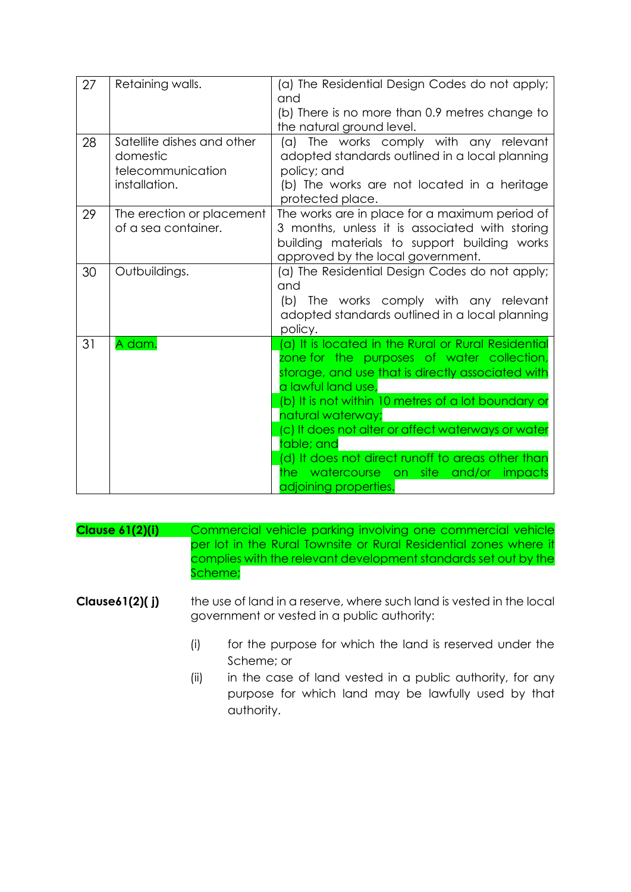| | | |
|---|---|---|
| 27 | Retaining walls. | (a) The Residential Design Codes do not apply; and<br>(b) There is no more than 0.9 metres change to the natural ground level. |
| 28 | Satellite dishes and other domestic telecommunication installation. | (a) The works comply with any relevant adopted standards outlined in a local planning policy; and<br>(b) The works are not located in a heritage protected place. |
| 29 | The erection or placement of a sea container. | The works are in place for a maximum period of 3 months, unless it is associated with storing building materials to support building works approved by the local government. |
| 30 | Outbuildings. | (a) The Residential Design Codes do not apply; and<br>(b) The works comply with any relevant adopted standards outlined in a local planning policy. |
| 31 | A dam. | (a) It is located in the Rural or Rural Residential zone for the purposes of water collection, storage, and use that is directly associated with a lawful land use,<br>(b) It is not within 10 metres of a lot boundary or natural waterway;<br>(c) It does not alter or affect waterways or water table; and<br>(d) It does not direct runoff to areas other than the watercourse on site and/or impacts adjoining properties. |

**Clause 61(2)(i)** Commercial vehicle parking involving one commercial vehicle per lot in the Rural Townsite or Rural Residential zones where it complies with the relevant development standards set out by the Scheme;

**Clause61(2)( j)** the use of land in a reserve, where such land is vested in the local government or vested in a public authority:

(i) for the purpose for which the land is reserved under the Scheme; or

(ii) in the case of land vested in a public authority, for any purpose for which land may be lawfully used by that authority.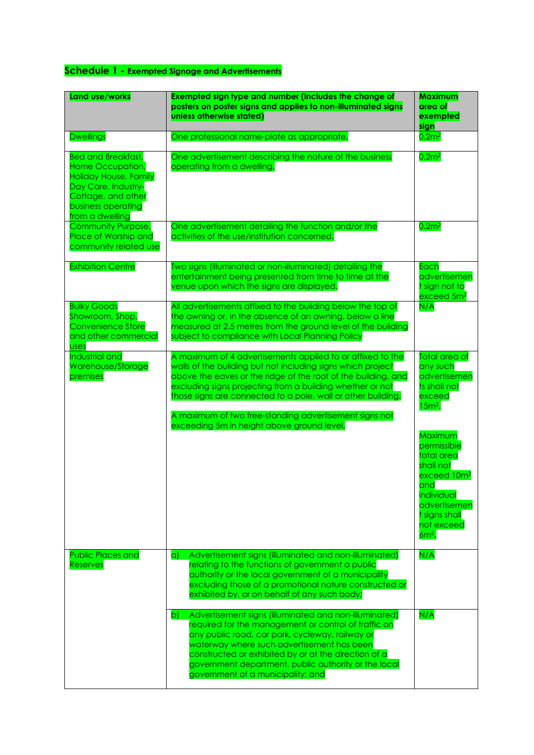## Schedule 1 - Exempted Signage and Advertisements

| Land use/works | Exempted sign type and number (includes the change of posters on poster signs and applies to non-illuminated signs unless otherwise stated) | Maximum area of exempted sign |
|---|---|---|
| Dwellings | One professional name-plate as appropriate. | $0.2m^2$ |
| Bed and Breakfast, Home Occupation, Holiday House, Family Day Care, Industry-Cottage, and other business operating from a dwelling | One advertisement describing the nature of the business operating from a dwelling. | $0.2m^2$ |
| Community Purpose, Place of Worship and community related use | One advertisement detailing the function and/or the activities of the use/institution concerned. | $0.2m^2$ |
| Exhibition Centre | Two signs (illuminated or non-illuminated) detailing the entertainment being presented from time to time at the venue upon which the signs are displayed. | Each advertisement sign not to exceed $5m^2$ |
| Bulky Goods Showroom, Shop, Convenience Store and other commercial uses | All advertisements affixed to the building below the top of the awning or, in the absence of an awning, below a line measured at 2.5 metres from the ground level of the building subject to compliance with Local Planning Policy | N/A |
| Industrial and Warehouse/Storage premises | A maximum of 4 advertisements applied to or affixed to the walls of the building but not including signs which project above the eaves or the ridge of the roof of the building, and excluding signs projecting from a building whether or not those signs are connected to a pole, wall or other building.<br><br>A maximum of two free-standing advertisement signs not exceeding 5m in height above ground level. | Total area of any such advertisements shall not exceed $15m^2$.<br><br>Maximum permissible total area shall not exceed $10m^2$ and individual advertisement signs shall not exceed $6m^2$. |
| Public Places and Reserves | a) Advertisement signs (illuminated and non-illuminated) relating to the functions of government a public authority or the local government of a municipality excluding those of a promotional nature constructed or exhibited by, or on behalf of any such body; | N/A |
| | b) Advertisement signs (illuminated and non-illuminated) required for the management or control of traffic on any public road, car park, cycleway, railway or waterway where such advertisement has been constructed or exhibited by or at the direction of a government department, public authority or the local government of a municipality; and | N/A |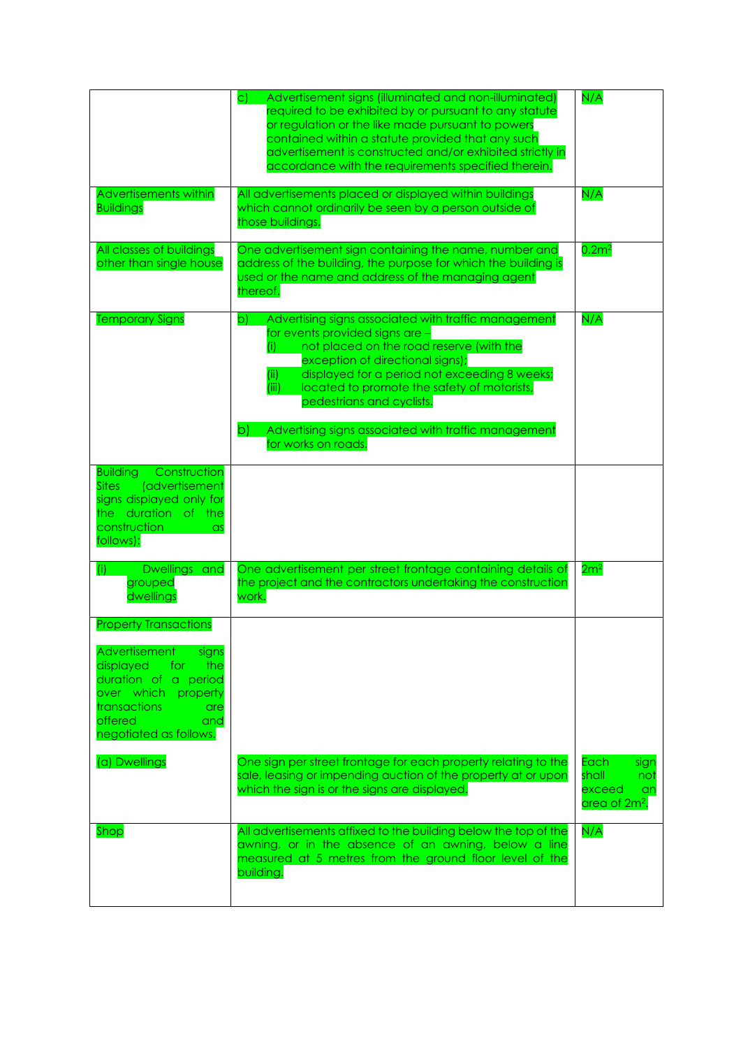| | | |
|---|---|---|
| | c) Advertisement signs (illuminated and non-illuminated) required to be exhibited by or pursuant to any statute or regulation or the like made pursuant to powers contained within a statute provided that any such advertisement is constructed and/or exhibited strictly in accordance with the requirements specified therein. | N/A |
| Advertisements within Buildings | All advertisements placed or displayed within buildings which cannot ordinarily be seen by a person outside of those buildings. | N/A |
| All classes of buildings other than single house | One advertisement sign containing the name, number and address of the building, the purpose for which the building is used or the name and address of the managing agent thereof. | $0.2m^2$ |
| Temporary Signs | b) Advertising signs associated with traffic management for events provided signs are – (i) not placed on the road reserve (with the exception of directional signs); (ii) displayed for a period not exceeding 8 weeks; (iii) located to promote the safety of motorists, pedestrians and cyclists.<br><br>b) Advertising signs associated with traffic management for works on roads. | N/A |
| Building Construction Sites (advertisement signs displayed only for the duration of the construction as follows): | | |
| (i) Dwellings and grouped dwellings | One advertisement per street frontage containing details of the project and the contractors undertaking the construction work. | $2m^2$ |
| Property Transactions<br><br>Advertisement signs displayed for the duration of a period over which property transactions are offered and negotiated as follows.<br><br>(a) Dwellings | <br><br><br><br><br>One sign per street frontage for each property relating to the sale, leasing or impending auction of the property at or upon which the sign is or the signs are displayed. | <br><br><br><br><br>Each sign shall not exceed an area of $2m^2$. |
| Shop | All advertisements affixed to the building below the top of the awning, or in the absence of an awning, below a line measured at 5 metres from the ground floor level of the building. | N/A |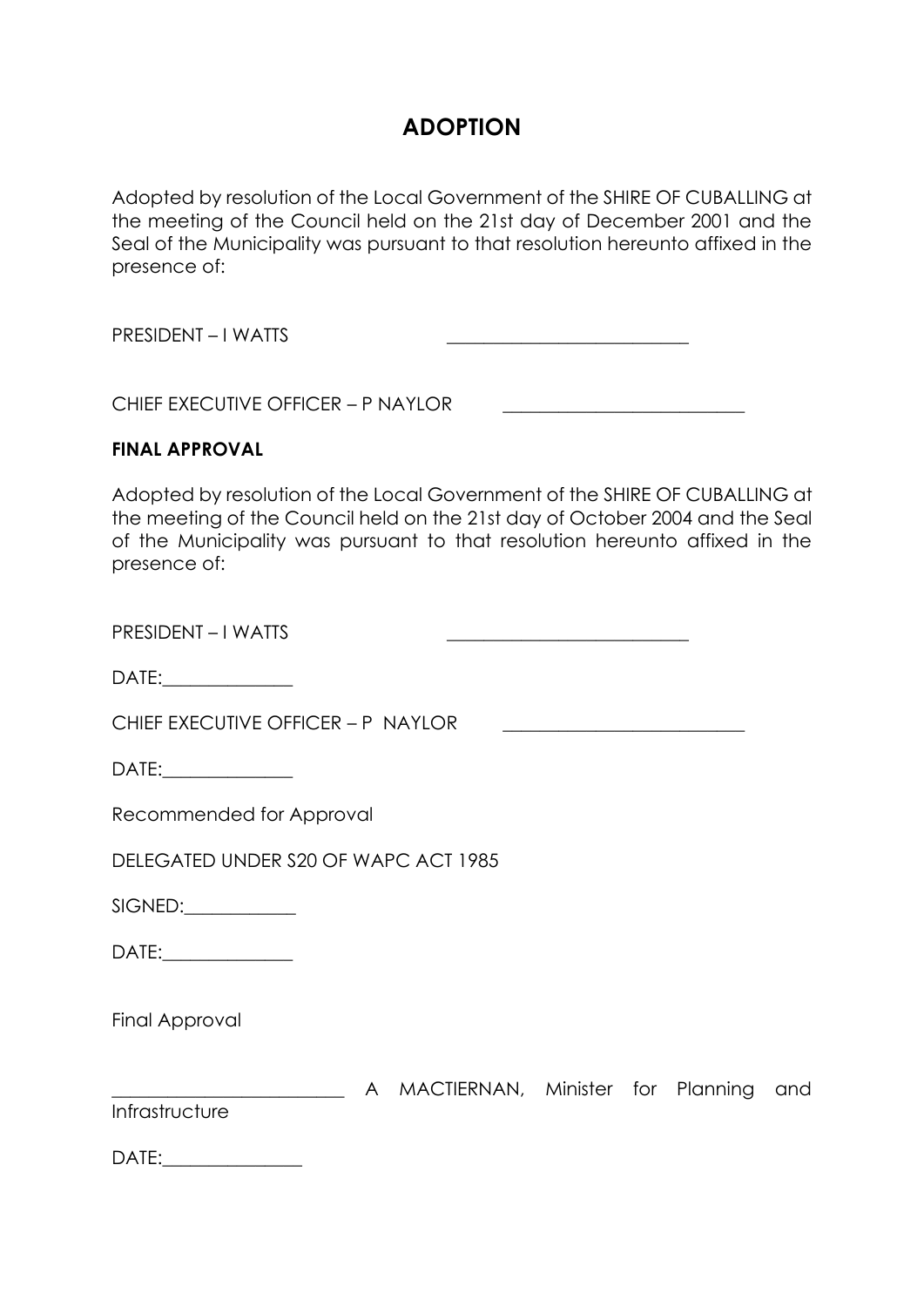# ADOPTION

Adopted by resolution of the Local Government of the SHIRE OF CUBALLING at the meeting of the Council held on the 21st day of December 2001 and the Seal of the Municipality was pursuant to that resolution hereunto affixed in the presence of:

PRESIDENT – I WATTS ______________________________

CHIEF EXECUTIVE OFFICER – P NAYLOR ______________________________

**FINAL APPROVAL**

Adopted by resolution of the Local Government of the SHIRE OF CUBALLING at the meeting of the Council held on the 21st day of October 2004 and the Seal of the Municipality was pursuant to that resolution hereunto affixed in the presence of:

PRESIDENT – I WATTS ______________________________

DATE:_______________

CHIEF EXECUTIVE OFFICER – P NAYLOR ______________________________

DATE:_______________

Recommended for Approval

DELEGATED UNDER S20 OF WAPC ACT 1985

SIGNED:_____________

DATE:_______________

Final Approval

__________________________ A MACTIERNAN, Minister for Planning and Infrastructure

DATE:________________